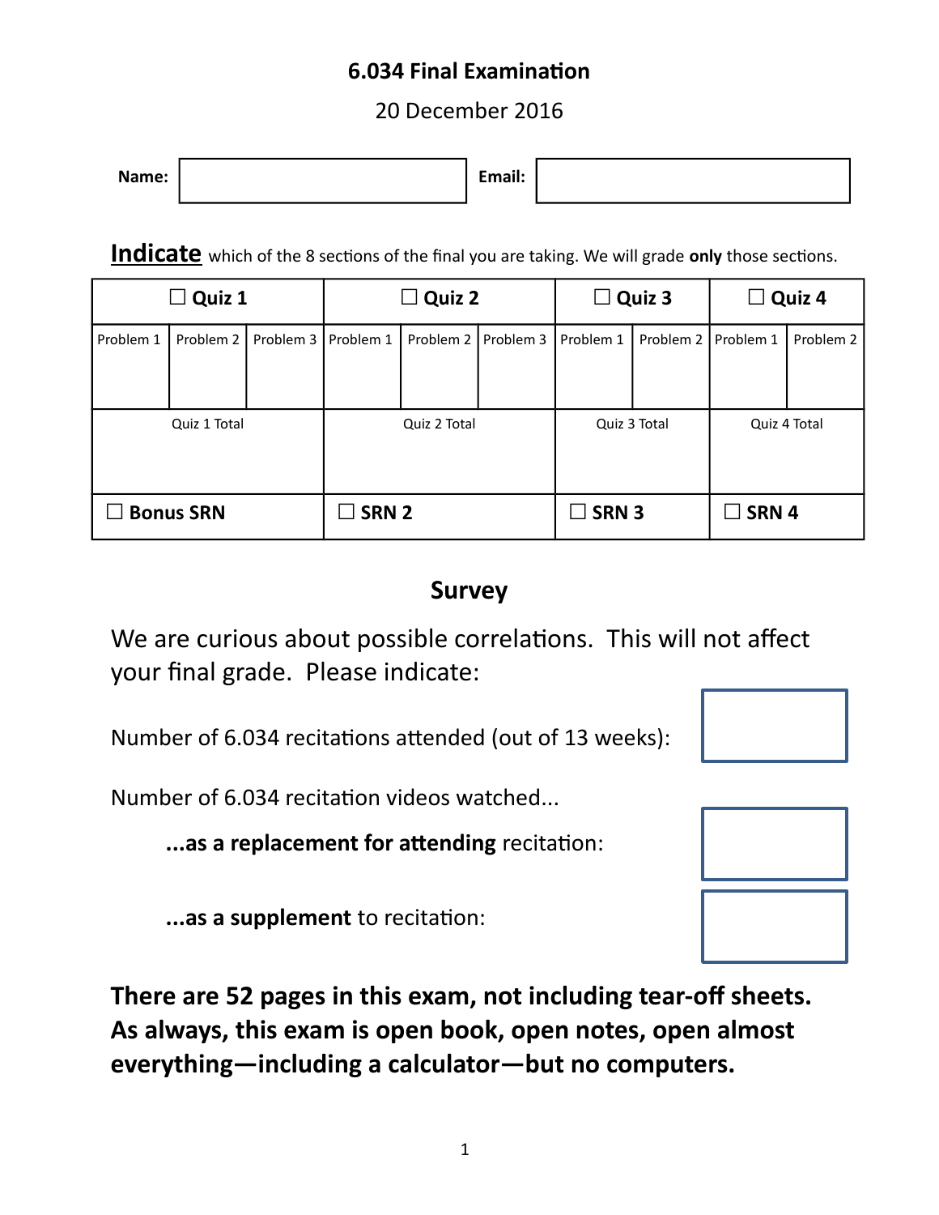# 6.034 Final Examination

20 December 2016

**Name:** ____________________ **Email:** ____________________

**Indicate** which of the 8 sections of the final you are taking. We will grade **only** those sections.

| ☐ **Quiz 1** | | | ☐ **Quiz 2** | | | ☐ **Quiz 3** | | ☐ **Quiz 4** | |
|---|---|---|---|---|---|---|---|---|---|
| Problem 1 | Problem 2 | Problem 3 | Problem 1 | Problem 2 | Problem 3 | Problem 1 | Problem 2 | Problem 1 | Problem 2 |
| Quiz 1 Total | | | Quiz 2 Total | | | Quiz 3 Total | | Quiz 4 Total | |
| ☐ **Bonus SRN** | | | ☐ **SRN 2** | | | ☐ **SRN 3** | | ☐ **SRN 4** | |

## Survey

We are curious about possible correlations. This will not affect your final grade. Please indicate:

Number of 6.034 recitations attended (out of 13 weeks):

Number of 6.034 recitation videos watched...

**...as a replacement for attending** recitation:

**...as a supplement** to recitation:

**There are 52 pages in this exam, not including tear-off sheets. As always, this exam is open book, open notes, open almost everything—including a calculator—but no computers.**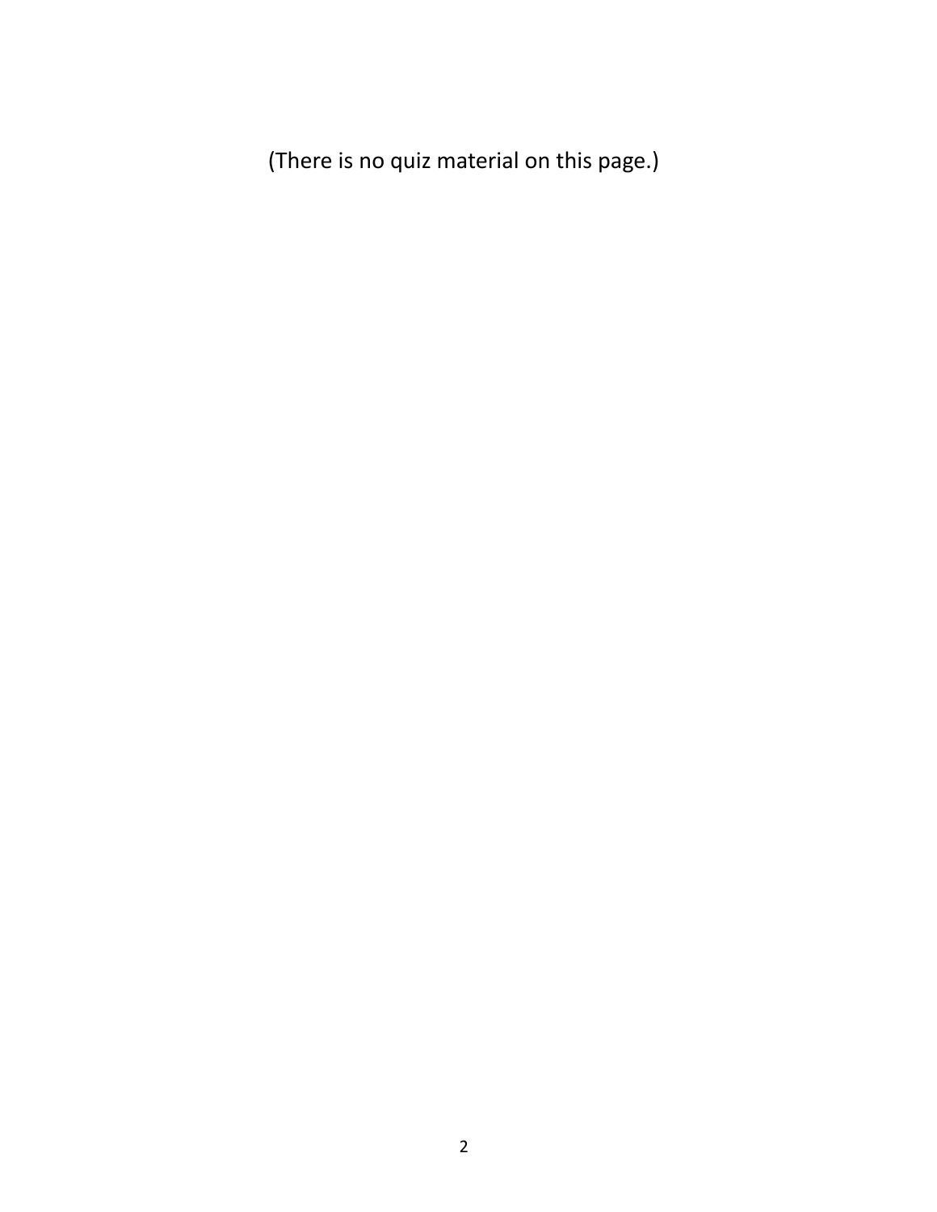(There is no quiz material on this page.)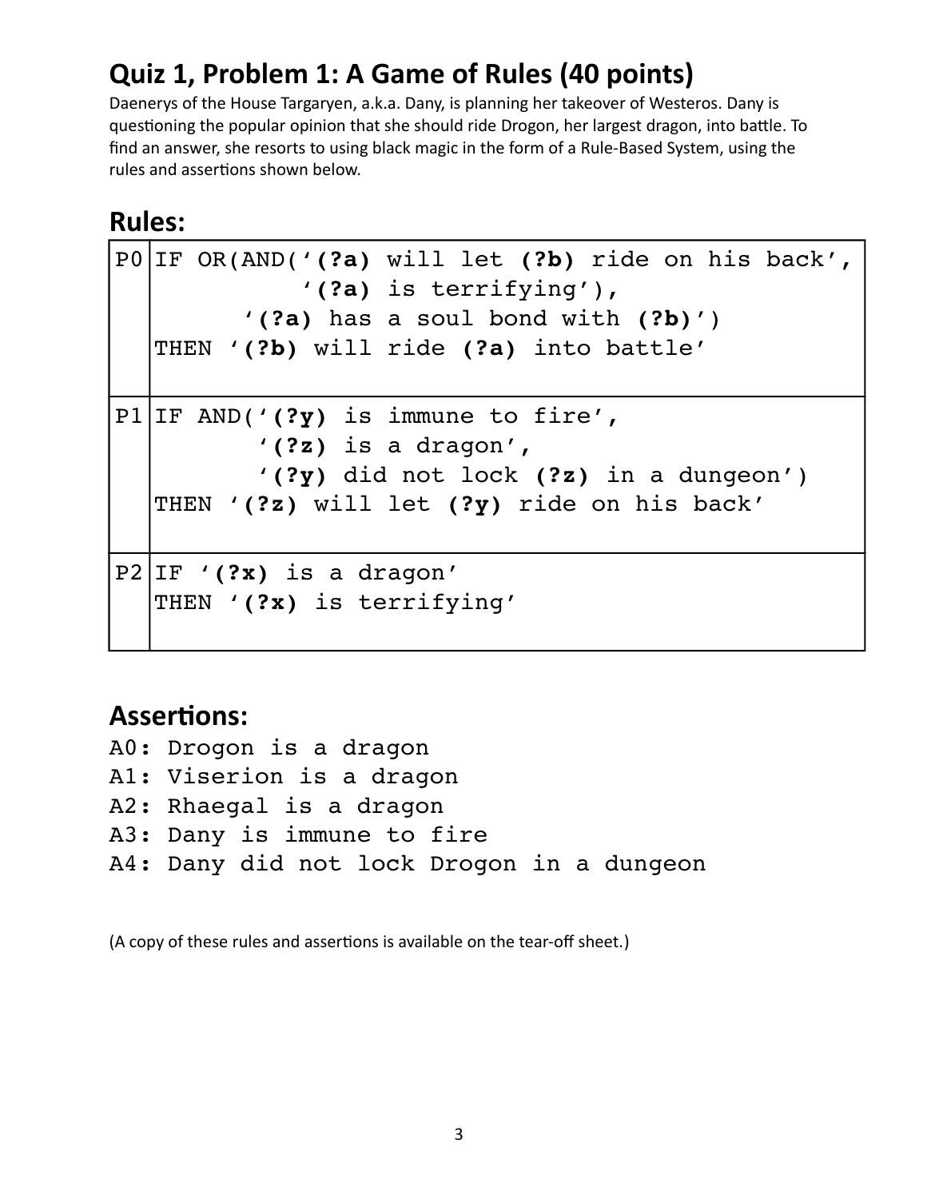## Quiz 1, Problem 1: A Game of Rules (40 points)

Daenerys of the House Targaryen, a.k.a. Dany, is planning her takeover of Westeros. Dany is questioning the popular opinion that she should ride Drogon, her largest dragon, into battle. To find an answer, she resorts to using black magic in the form of a Rule-Based System, using the rules and assertions shown below.

## Rules:

| | |
|---|---|
| P0 | IF OR(AND('**(?a)** will let **(?b)** ride on his back', '**(?a)** is terrifying'), '**(?a)** has a soul bond with **(?b)**') THEN '**(?b)** will ride **(?a)** into battle' |
| P1 | IF AND('**(?y)** is immune to fire', '**(?z)** is a dragon', '**(?y)** did not lock **(?z)** in a dungeon') THEN '**(?z)** will let **(?y)** ride on his back' |
| P2 | IF '**(?x)** is a dragon' THEN '**(?x)** is terrifying' |

## Assertions:

```
A0: Drogon is a dragon
A1: Viserion is a dragon
A2: Rhaegal is a dragon
A3: Dany is immune to fire
A4: Dany did not lock Drogon in a dungeon
```

(A copy of these rules and assertions is available on the tear-off sheet.)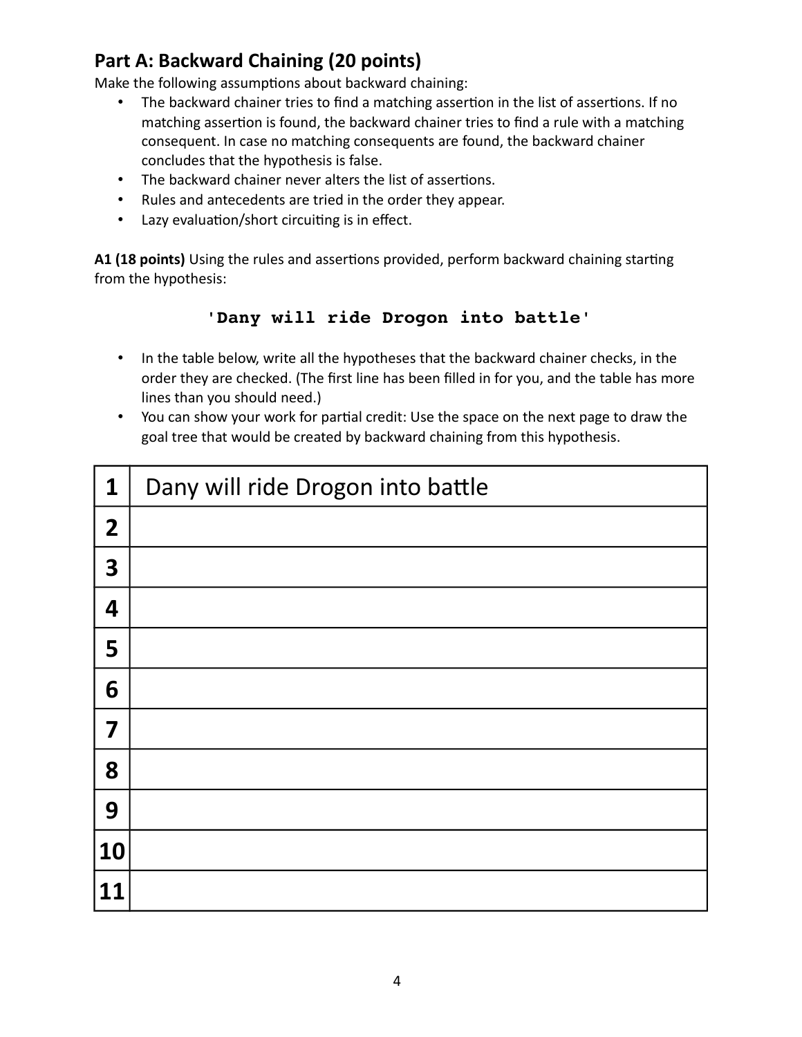## Part A: Backward Chaining (20 points)

Make the following assumptions about backward chaining:

- The backward chainer tries to find a matching assertion in the list of assertions. If no matching assertion is found, the backward chainer tries to find a rule with a matching consequent. In case no matching consequents are found, the backward chainer concludes that the hypothesis is false.
- The backward chainer never alters the list of assertions.
- Rules and antecedents are tried in the order they appear.
- Lazy evaluation/short circuiting is in effect.

**A1 (18 points)** Using the rules and assertions provided, perform backward chaining starting from the hypothesis:

```
'Dany will ride Drogon into battle'
```

- In the table below, write all the hypotheses that the backward chainer checks, in the order they are checked. (The first line has been filled in for you, and the table has more lines than you should need.)
- You can show your work for partial credit: Use the space on the next page to draw the goal tree that would be created by backward chaining from this hypothesis.

| | |
|---|---|
| 1 | Dany will ride Drogon into battle |
| 2 | |
| 3 | |
| 4 | |
| 5 | |
| 6 | |
| 7 | |
| 8 | |
| 9 | |
| 10 | |
| 11 | |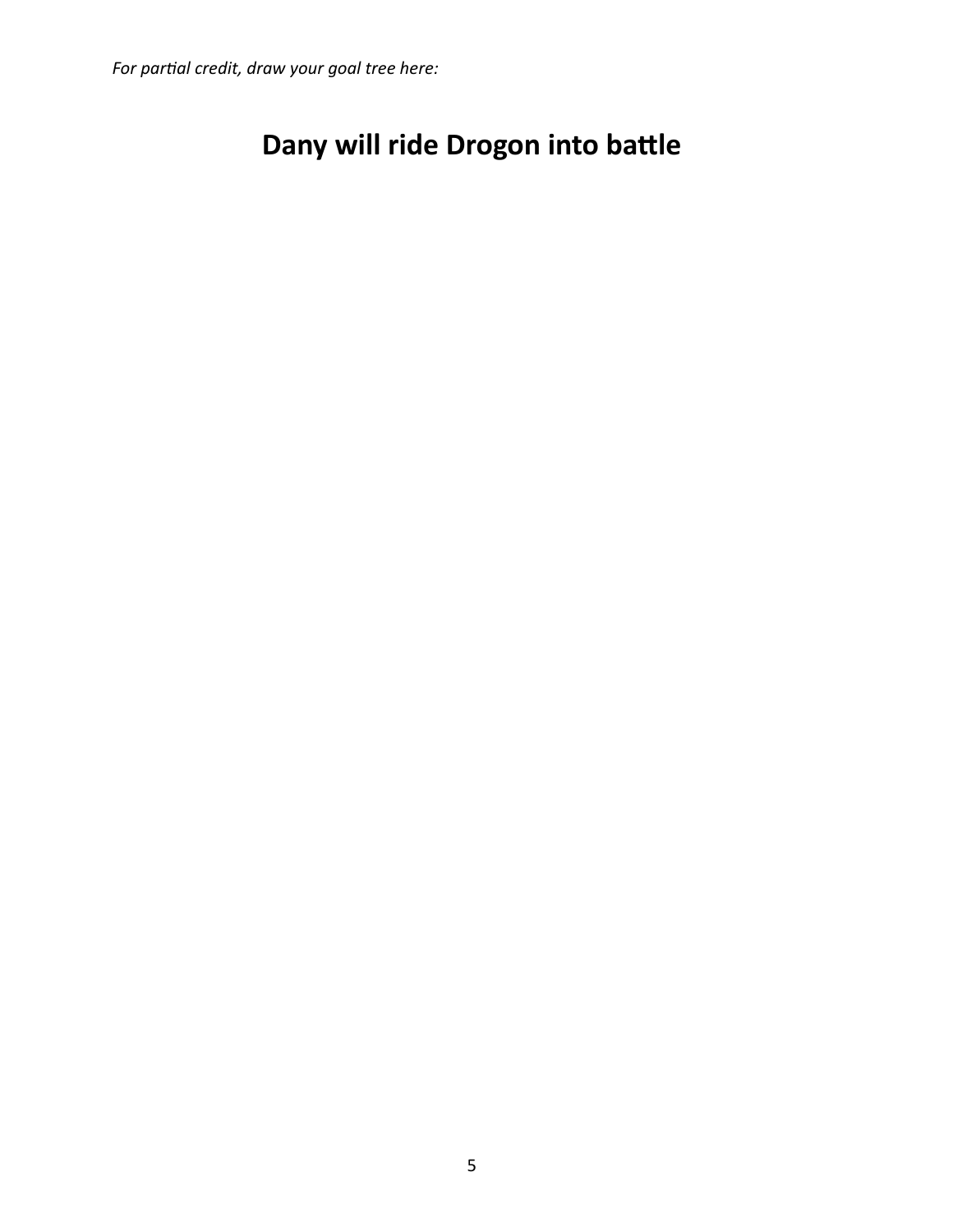*For partial credit, draw your goal tree here:*

**Dany will ride Drogon into battle**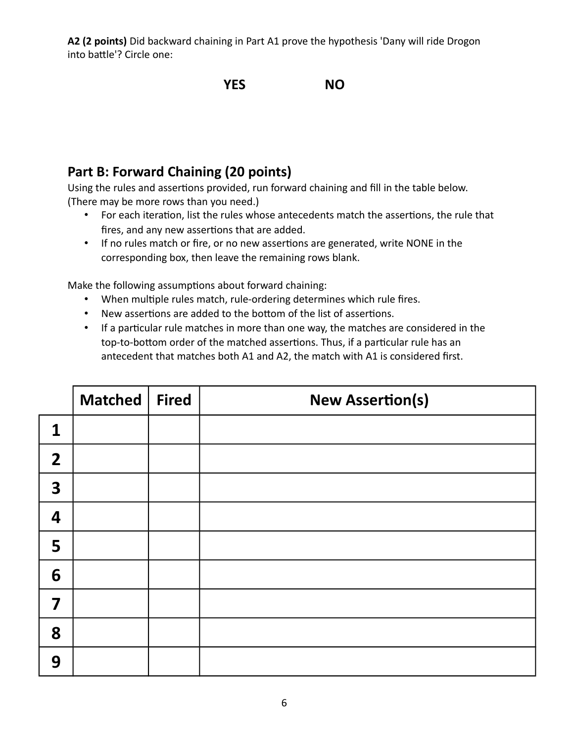**A2 (2 points)** Did backward chaining in Part A1 prove the hypothesis 'Dany will ride Drogon into battle'? Circle one:

**YES** **NO**

## Part B: Forward Chaining (20 points)

Using the rules and assertions provided, run forward chaining and fill in the table below. (There may be more rows than you need.)

- For each iteration, list the rules whose antecedents match the assertions, the rule that fires, and any new assertions that are added.
- If no rules match or fire, or no new assertions are generated, write NONE in the corresponding box, then leave the remaining rows blank.

Make the following assumptions about forward chaining:

- When multiple rules match, rule-ordering determines which rule fires.
- New assertions are added to the bottom of the list of assertions.
- If a particular rule matches in more than one way, the matches are considered in the top-to-bottom order of the matched assertions. Thus, if a particular rule has an antecedent that matches both A1 and A2, the match with A1 is considered first.

| | Matched | Fired | New Assertion(s) |
|---|---|---|---|
| 1 | | | |
| 2 | | | |
| 3 | | | |
| 4 | | | |
| 5 | | | |
| 6 | | | |
| 7 | | | |
| 8 | | | |
| 9 | | | |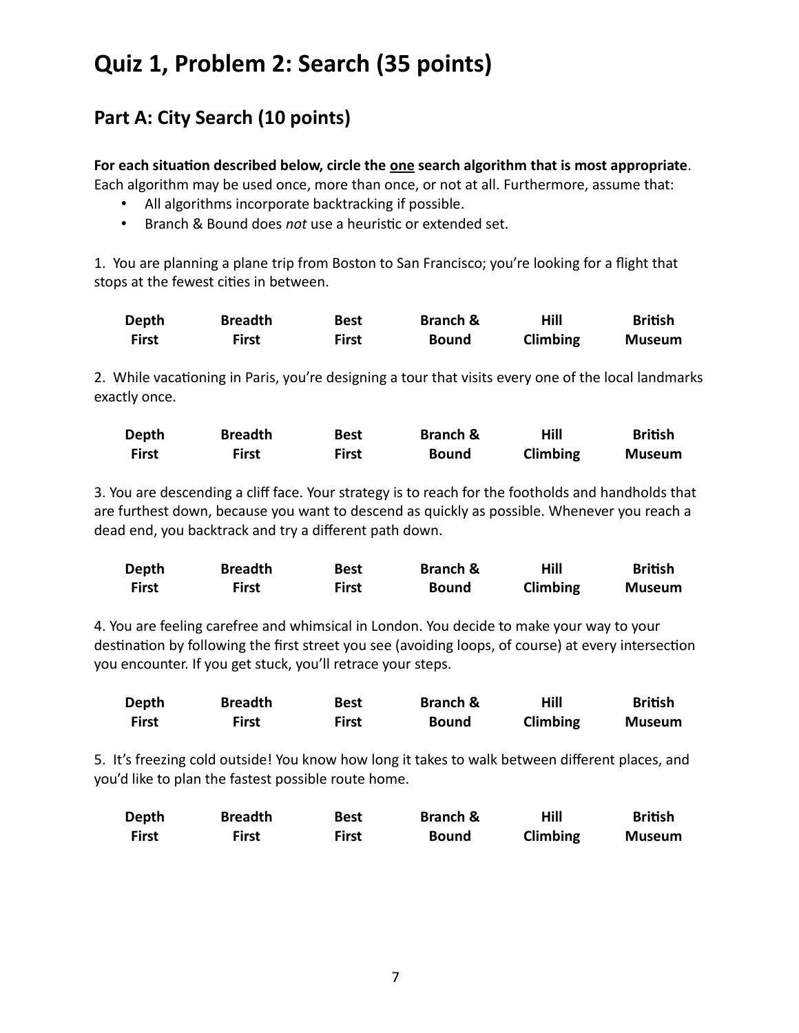# Quiz 1, Problem 2: Search (35 points)

## Part A: City Search (10 points)

**For each situation described below, circle the <u>one</u> search algorithm that is most appropriate**. Each algorithm may be used once, more than once, or not at all. Furthermore, assume that:

- All algorithms incorporate backtracking if possible.
- Branch & Bound does *not* use a heuristic or extended set.

1. You are planning a plane trip from Boston to San Francisco; you're looking for a flight that stops at the fewest cities in between.

| Depth First | Breadth First | Best First | Branch & Bound | Hill Climbing | British Museum |
|---|---|---|---|---|---|

2. While vacationing in Paris, you're designing a tour that visits every one of the local landmarks exactly once.

| Depth First | Breadth First | Best First | Branch & Bound | Hill Climbing | British Museum |
|---|---|---|---|---|---|

3. You are descending a cliff face. Your strategy is to reach for the footholds and handholds that are furthest down, because you want to descend as quickly as possible. Whenever you reach a dead end, you backtrack and try a different path down.

| Depth First | Breadth First | Best First | Branch & Bound | Hill Climbing | British Museum |
|---|---|---|---|---|---|

4. You are feeling carefree and whimsical in London. You decide to make your way to your destination by following the first street you see (avoiding loops, of course) at every intersection you encounter. If you get stuck, you'll retrace your steps.

| Depth First | Breadth First | Best First | Branch & Bound | Hill Climbing | British Museum |
|---|---|---|---|---|---|

5. It's freezing cold outside! You know how long it takes to walk between different places, and you'd like to plan the fastest possible route home.

| Depth First | Breadth First | Best First | Branch & Bound | Hill Climbing | British Museum |
|---|---|---|---|---|---|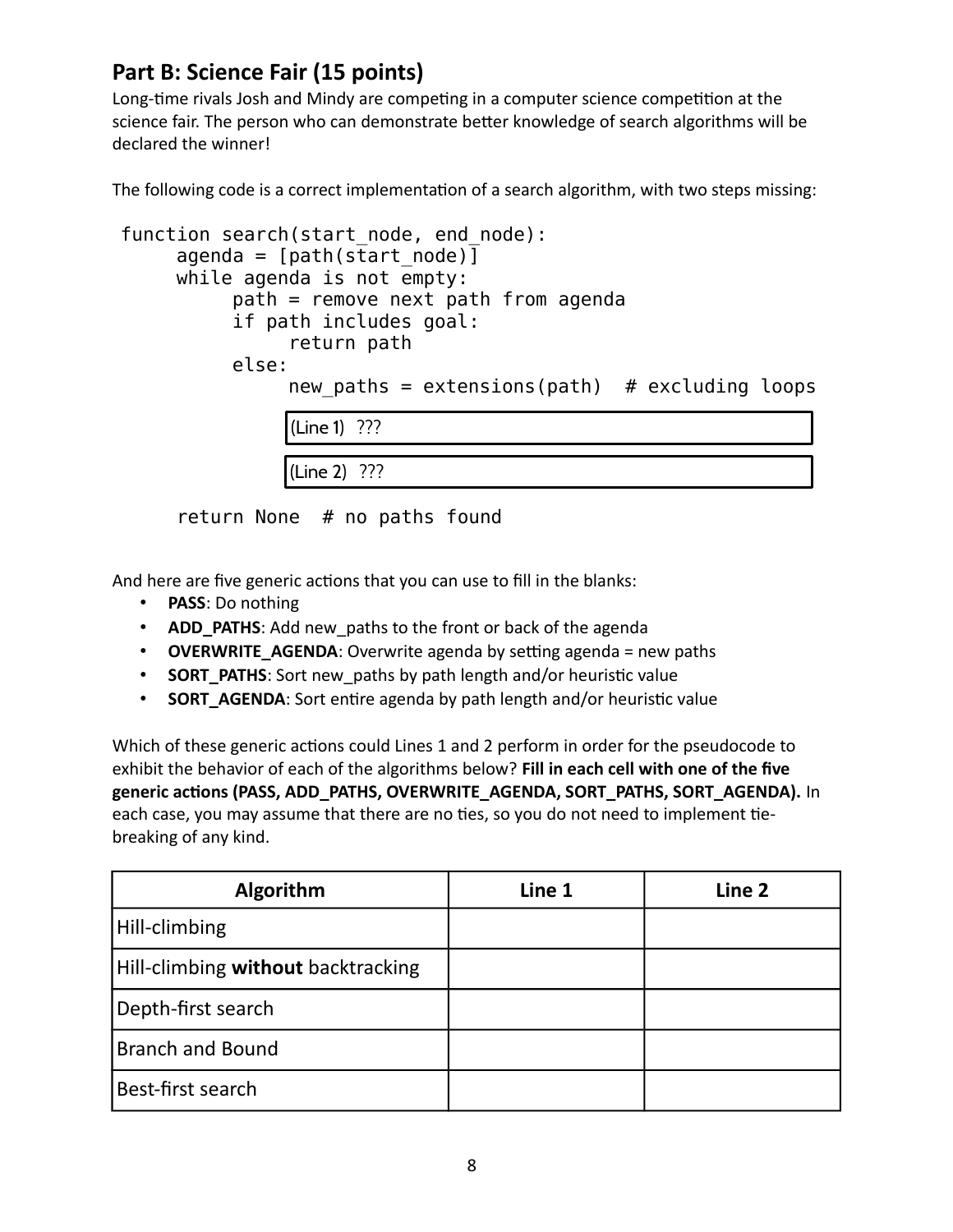## Part B: Science Fair (15 points)

Long-time rivals Josh and Mindy are competing in a computer science competition at the science fair. The person who can demonstrate better knowledge of search algorithms will be declared the winner!

The following code is a correct implementation of a search algorithm, with two steps missing:

```
function search(start_node, end_node):
     agenda = [path(start_node)]
     while agenda is not empty:
          path = remove next path from agenda
          if path includes goal:
               return path
          else:
               new_paths = extensions(path)  # excluding loops
               (Line 1)  ???
               (Line 2)  ???
     return None  # no paths found
```

And here are five generic actions that you can use to fill in the blanks:

- **PASS**: Do nothing
- **ADD_PATHS**: Add new_paths to the front or back of the agenda
- **OVERWRITE_AGENDA**: Overwrite agenda by setting agenda = new paths
- **SORT_PATHS**: Sort new_paths by path length and/or heuristic value
- **SORT_AGENDA**: Sort entire agenda by path length and/or heuristic value

Which of these generic actions could Lines 1 and 2 perform in order for the pseudocode to exhibit the behavior of each of the algorithms below? **Fill in each cell with one of the five generic actions (PASS, ADD_PATHS, OVERWRITE_AGENDA, SORT_PATHS, SORT_AGENDA).** In each case, you may assume that there are no ties, so you do not need to implement tie-breaking of any kind.

| Algorithm | Line 1 | Line 2 |
|---|---|---|
| Hill-climbing | | |
| Hill-climbing **without** backtracking | | |
| Depth-first search | | |
| Branch and Bound | | |
| Best-first search | | |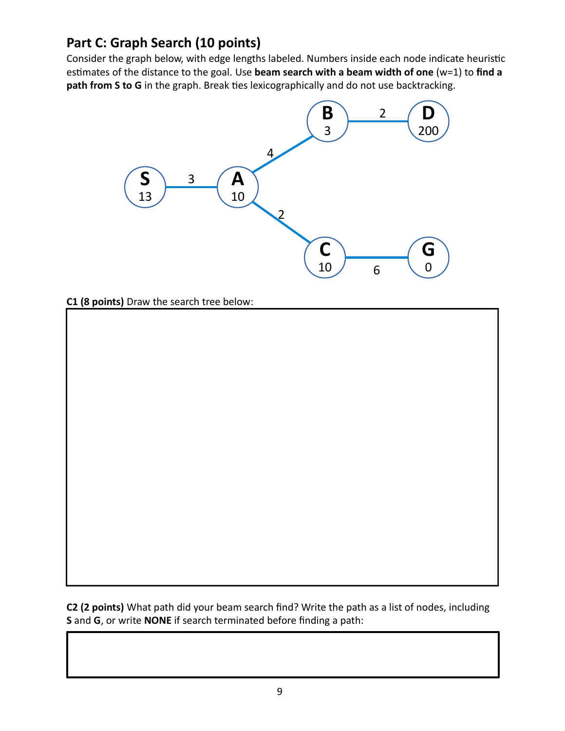## Part C: Graph Search (10 points)

Consider the graph below, with edge lengths labeled. Numbers inside each node indicate heuristic estimates of the distance to the goal. Use **beam search with a beam width of one** (w=1) to **find a path from S to G** in the graph. Break ties lexicographically and do not use backtracking.

**C1 (8 points)** Draw the search tree below:

**C2 (2 points)** What path did your beam search find? Write the path as a list of nodes, including **S** and **G**, or write **NONE** if search terminated before finding a path: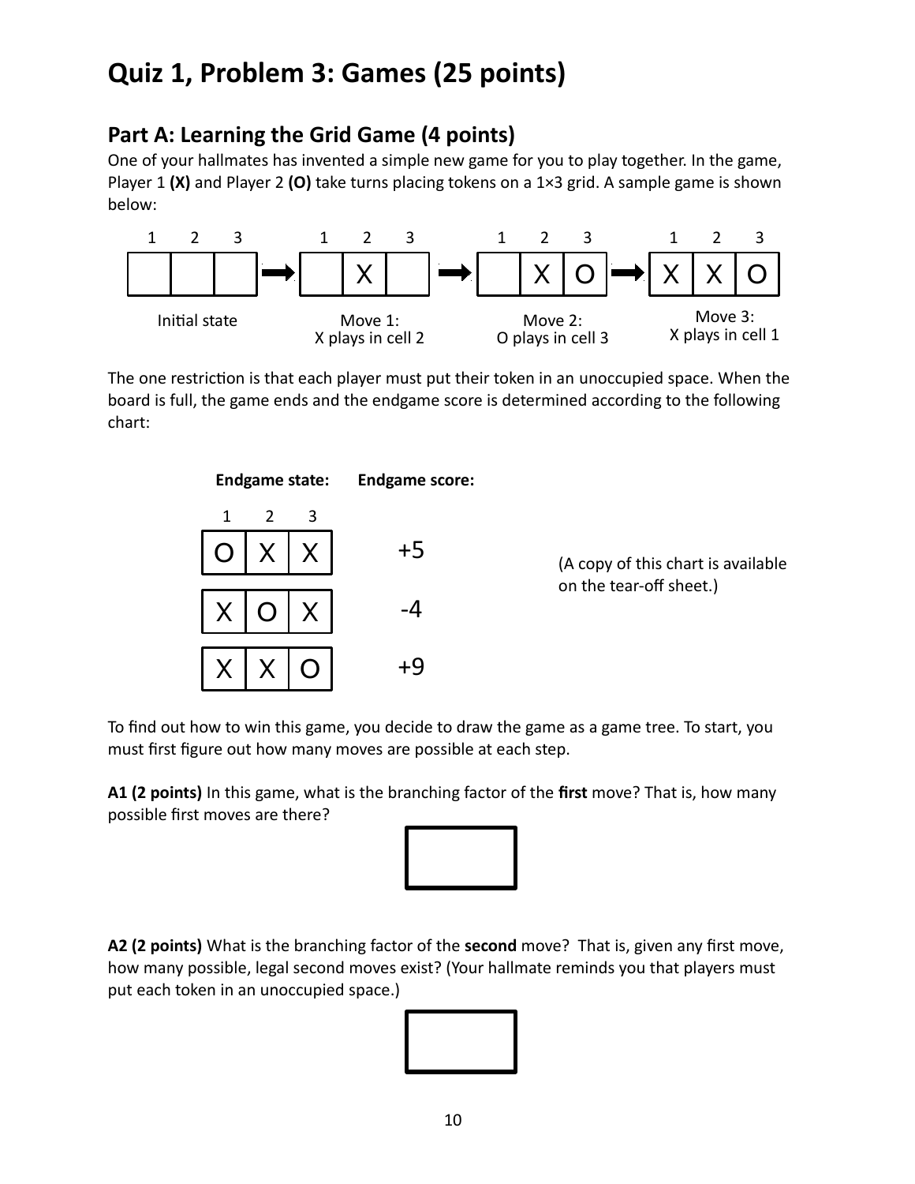# Quiz 1, Problem 3: Games (25 points)

## Part A: Learning the Grid Game (4 points)

One of your hallmates has invented a simple new game for you to play together. In the game, Player 1 **(X)** and Player 2 **(O)** take turns placing tokens on a 1×3 grid. A sample game is shown below:

| State | Cell 1 | Cell 2 | Cell 3 |
|---|---|---|---|
| Initial state | | | |
| Move 1: X plays in cell 2 | | X | |
| Move 2: O plays in cell 3 | | X | O |
| Move 3: X plays in cell 1 | X | X | O |

The one restriction is that each player must put their token in an unoccupied space. When the board is full, the game ends and the endgame score is determined according to the following chart:

| Endgame state: 1 | 2 | 3 | Endgame score: |
|---|---|---|---|
| O | X | X | +5 |
| X | O | X | -4 |
| X | X | O | +9 |

(A copy of this chart is available on the tear-off sheet.)

To find out how to win this game, you decide to draw the game as a game tree. To start, you must first figure out how many moves are possible at each step.

**A1 (2 points)** In this game, what is the branching factor of the **first** move? That is, how many possible first moves are there?

**A2 (2 points)** What is the branching factor of the **second** move? That is, given any first move, how many possible, legal second moves exist? (Your hallmate reminds you that players must put each token in an unoccupied space.)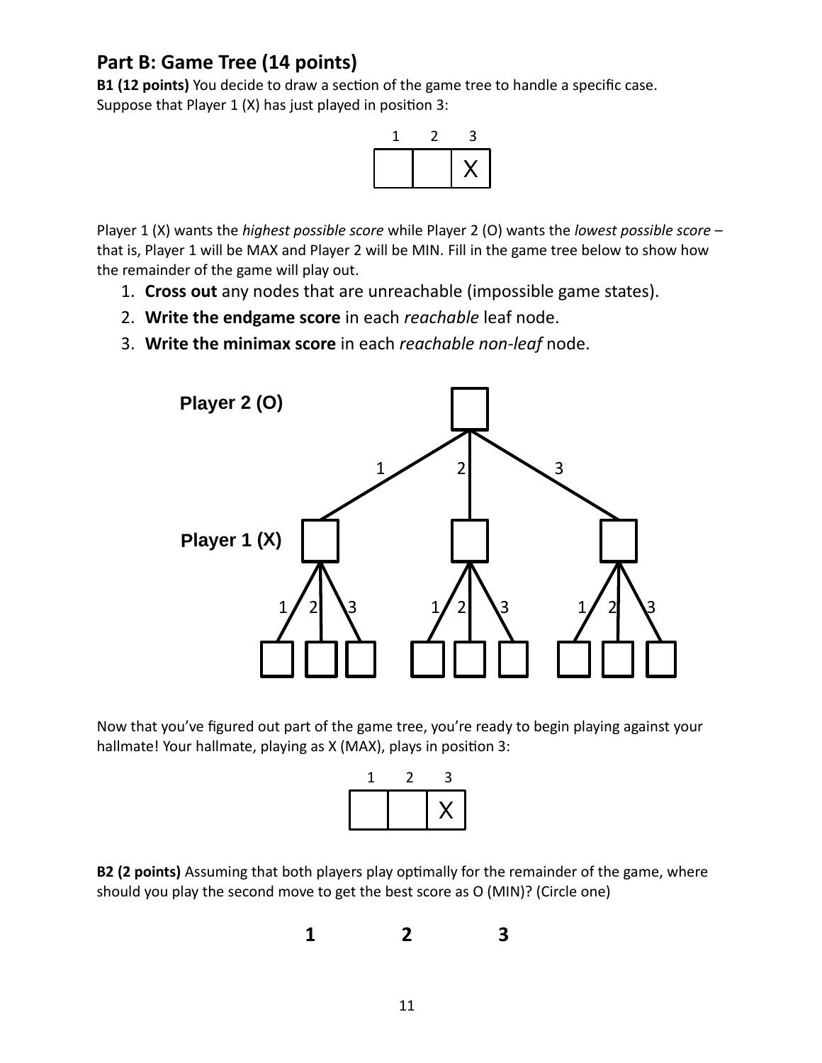## Part B: Game Tree (14 points)

**B1 (12 points)** You decide to draw a section of the game tree to handle a specific case. Suppose that Player 1 (X) has just played in position 3:

| 1 | 2 | 3 |
|---|---|---|
|   |   | X |

Player 1 (X) wants the *highest possible score* while Player 2 (O) wants the *lowest possible score* – that is, Player 1 will be MAX and Player 2 will be MIN. Fill in the game tree below to show how the remainder of the game will play out.

1. **Cross out** any nodes that are unreachable (impossible game states).
2. **Write the endgame score** in each *reachable* leaf node.
3. **Write the minimax score** in each *reachable non-leaf* node.

**Player 2 (O)**

1 2 3

**Player 1 (X)**

1 2 3 1 2 3 1 2 3

Now that you've figured out part of the game tree, you're ready to begin playing against your hallmate! Your hallmate, playing as X (MAX), plays in position 3:

| 1 | 2 | 3 |
|---|---|---|
|   |   | X |

**B2 (2 points)** Assuming that both players play optimally for the remainder of the game, where should you play the second move to get the best score as O (MIN)? (Circle one)

**1** **2** **3**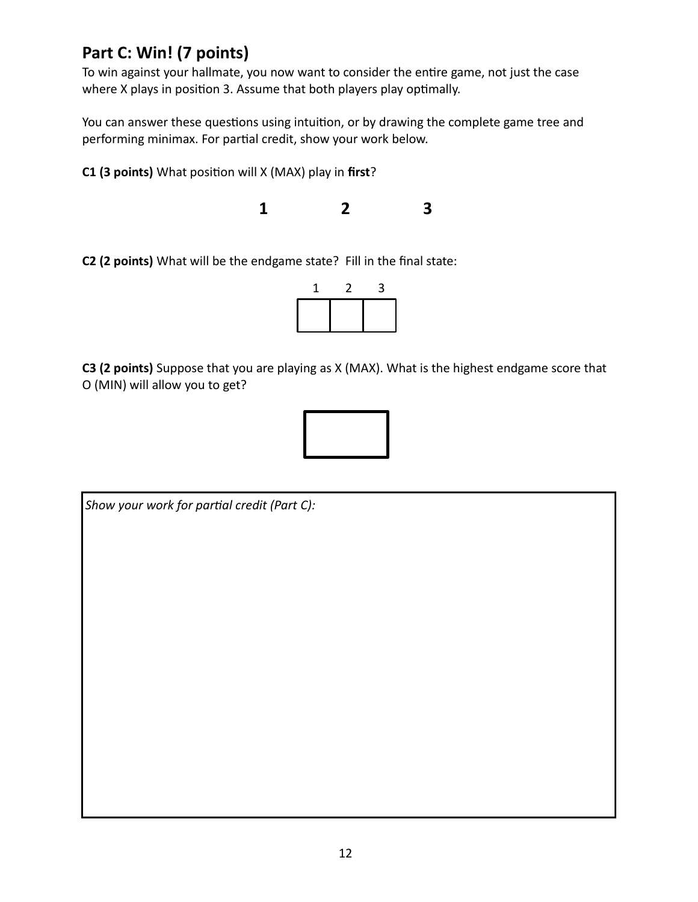## Part C: Win! (7 points)

To win against your hallmate, you now want to consider the entire game, not just the case where X plays in position 3. Assume that both players play optimally.

You can answer these questions using intuition, or by drawing the complete game tree and performing minimax. For partial credit, show your work below.

**C1 (3 points)** What position will X (MAX) play in **first**?

**1** **2** **3**

**C2 (2 points)** What will be the endgame state? Fill in the final state:

| 1 | 2 | 3 |
|---|---|---|
| | | |

**C3 (2 points)** Suppose that you are playing as X (MAX). What is the highest endgame score that O (MIN) will allow you to get?

| |
|---|
| |

*Show your work for partial credit (Part C):*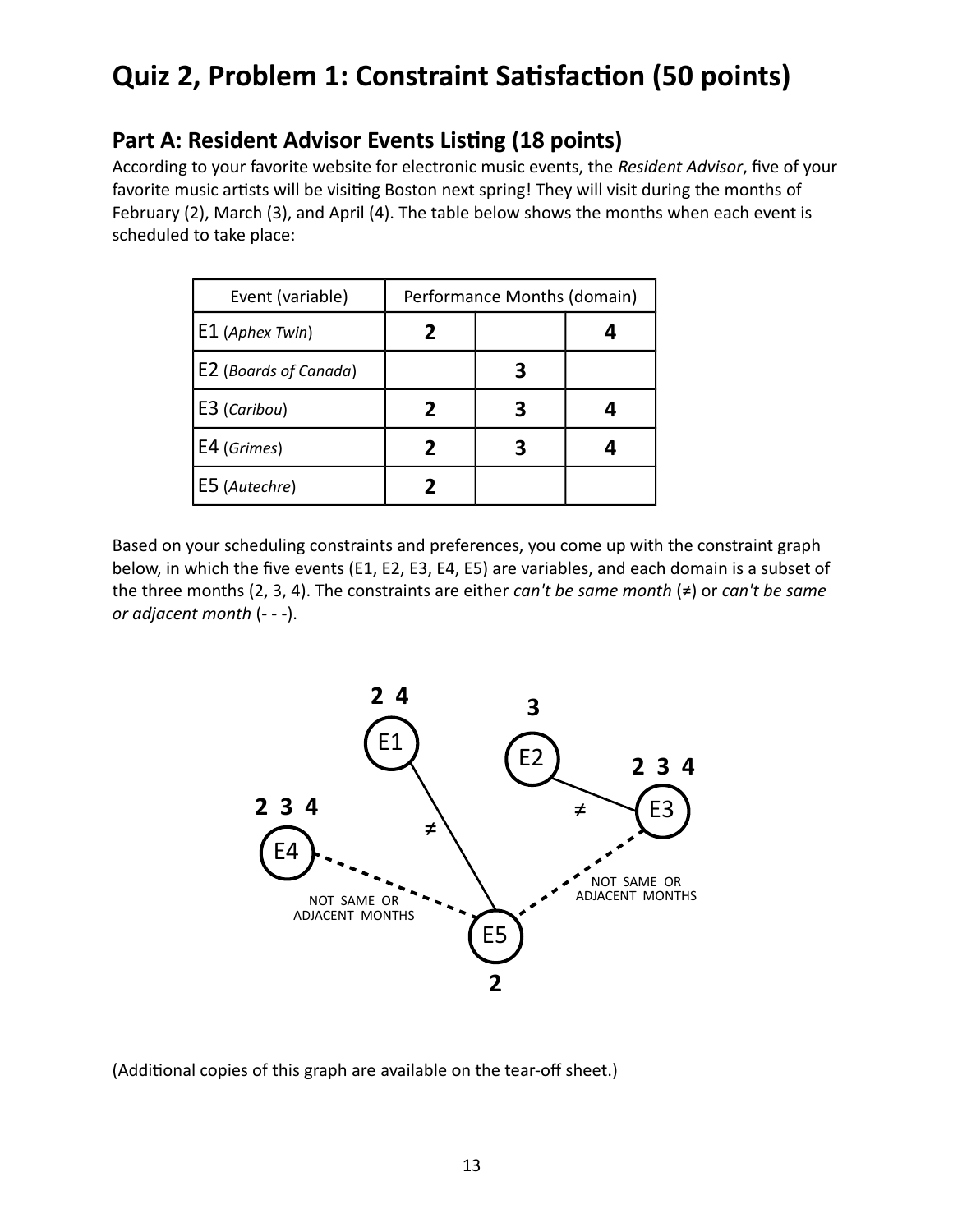# Quiz 2, Problem 1: Constraint Satisfaction (50 points)

## Part A: Resident Advisor Events Listing (18 points)

According to your favorite website for electronic music events, the *Resident Advisor*, five of your favorite music artists will be visiting Boston next spring! They will visit during the months of February (2), March (3), and April (4). The table below shows the months when each event is scheduled to take place:

| Event (variable) | Performance Months (domain) | | |
|---|---|---|---|
| E1 (*Aphex Twin*) | **2** | | **4** |
| E2 (*Boards of Canada*) | | **3** | |
| E3 (*Caribou*) | **2** | **3** | **4** |
| E4 (*Grimes*) | **2** | **3** | **4** |
| E5 (*Autechre*) | **2** | | |

Based on your scheduling constraints and preferences, you come up with the constraint graph below, in which the five events (E1, E2, E3, E4, E5) are variables, and each domain is a subset of the three months (2, 3, 4). The constraints are either *can't be same month* (≠) or *can't be same or adjacent month* (- - -).

(Additional copies of this graph are available on the tear-off sheet.)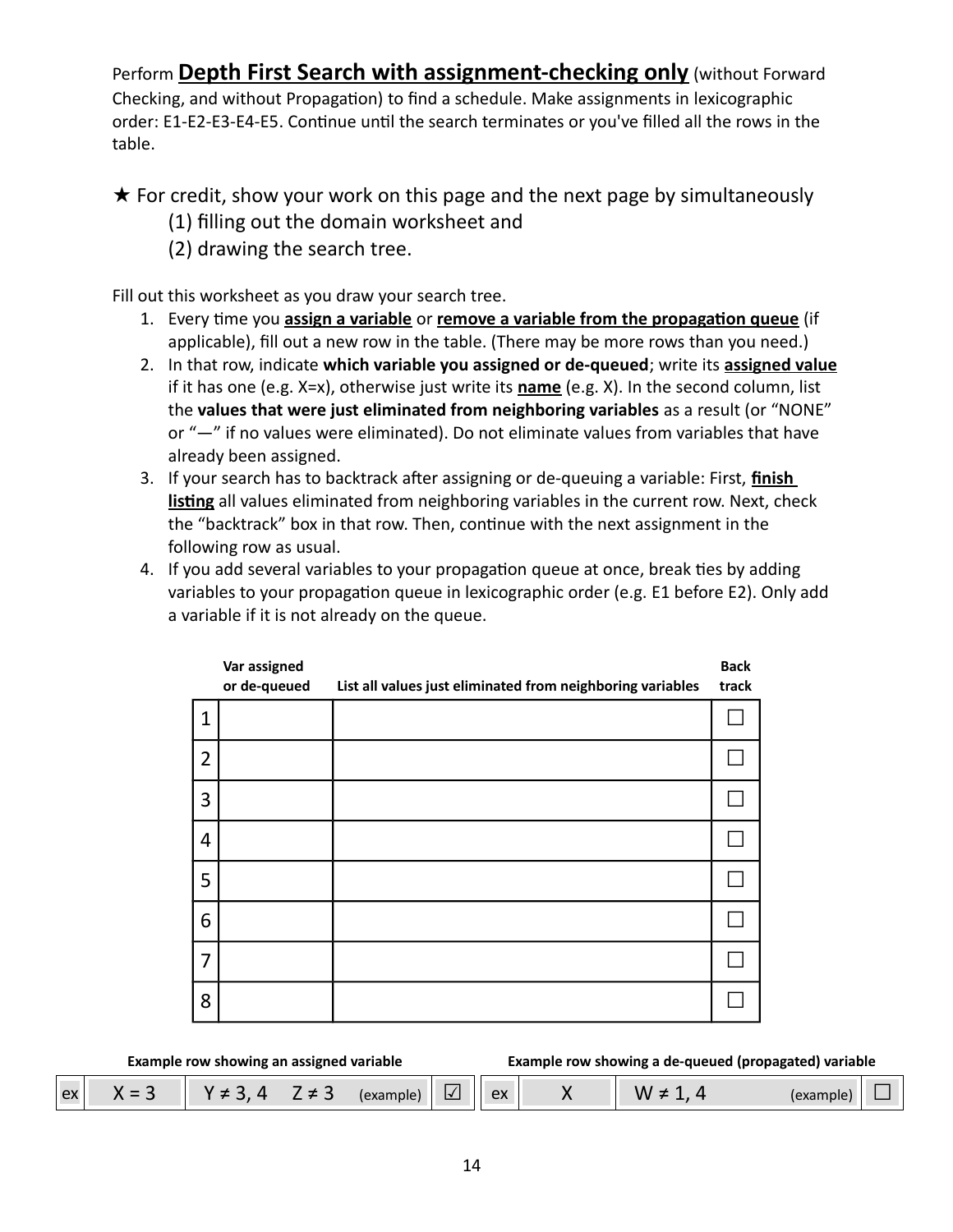Perform **Depth First Search with assignment-checking only** (without Forward Checking, and without Propagation) to find a schedule. Make assignments in lexicographic order: E1-E2-E3-E4-E5. Continue until the search terminates or you've filled all the rows in the table.

★ For credit, show your work on this page and the next page by simultaneously
(1) filling out the domain worksheet and
(2) drawing the search tree.

Fill out this worksheet as you draw your search tree.

1. Every time you **assign a variable** or **remove a variable from the propagation queue** (if applicable), fill out a new row in the table. (There may be more rows than you need.)
2. In that row, indicate **which variable you assigned or de-queued**; write its **assigned value** if it has one (e.g. X=x), otherwise just write its **name** (e.g. X). In the second column, list the **values that were just eliminated from neighboring variables** as a result (or "NONE" or "—" if no values were eliminated). Do not eliminate values from variables that have already been assigned.
3. If your search has to backtrack after assigning or de-queuing a variable: First, **finish listing** all values eliminated from neighboring variables in the current row. Next, check the "backtrack" box in that row. Then, continue with the next assignment in the following row as usual.
4. If you add several variables to your propagation queue at once, break ties by adding variables to your propagation queue in lexicographic order (e.g. E1 before E2). Only add a variable if it is not already on the queue.

| | Var assigned or de-queued | List all values just eliminated from neighboring variables | Back track |
|---|---|---|---|
| 1 | | | ☐ |
| 2 | | | ☐ |
| 3 | | | ☐ |
| 4 | | | ☐ |
| 5 | | | ☐ |
| 6 | | | ☐ |
| 7 | | | ☐ |
| 8 | | | ☐ |

**Example row showing an assigned variable**

| ex | X = 3 | Y ≠ 3, 4 Z ≠ 3 (example) | ☑ |
|---|---|---|---|

**Example row showing a de-queued (propagated) variable**

| ex | X | W ≠ 1, 4 (example) | ☐ |
|---|---|---|---|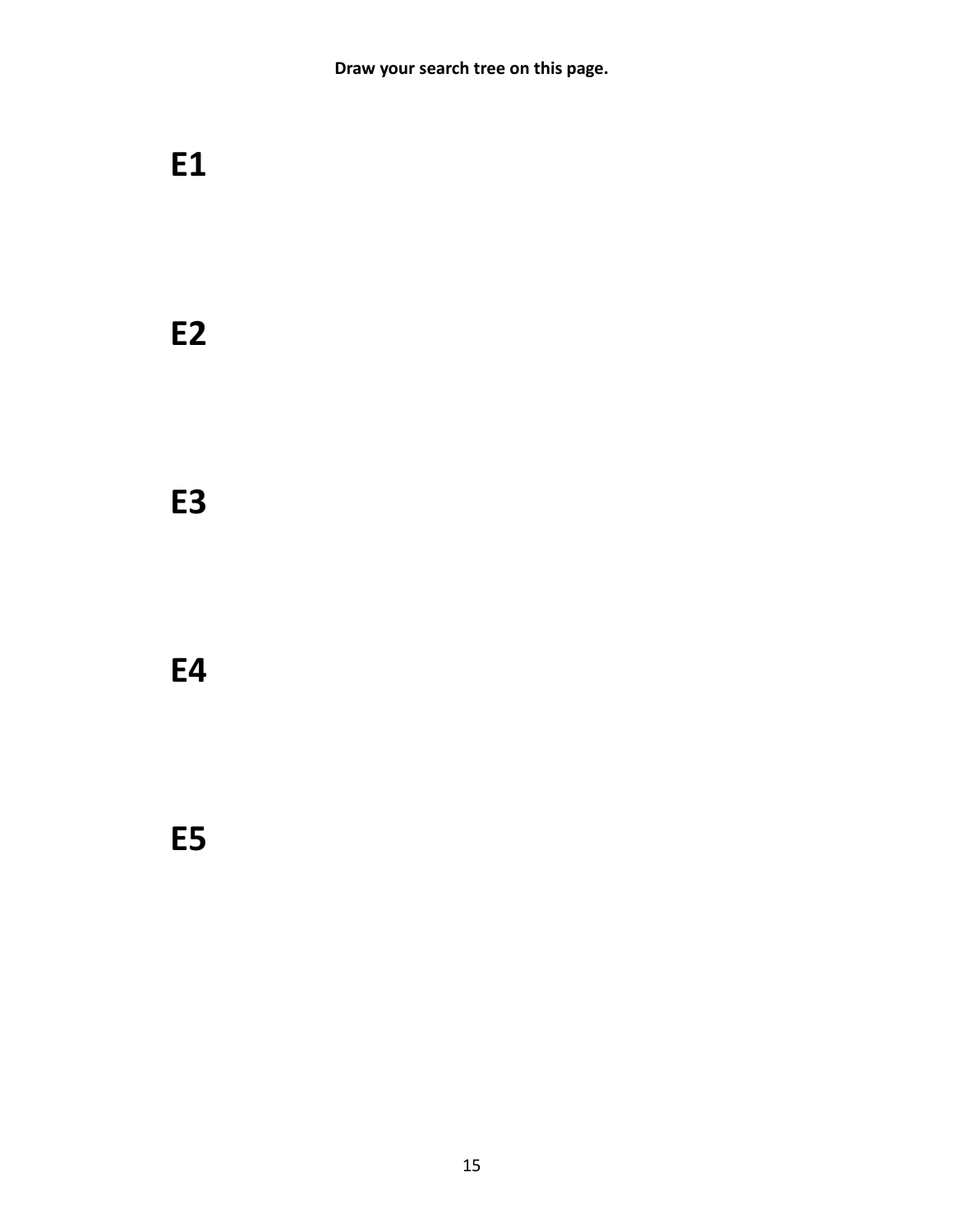**Draw your search tree on this page.**

**E1**

**E2**

**E3**

**E4**

**E5**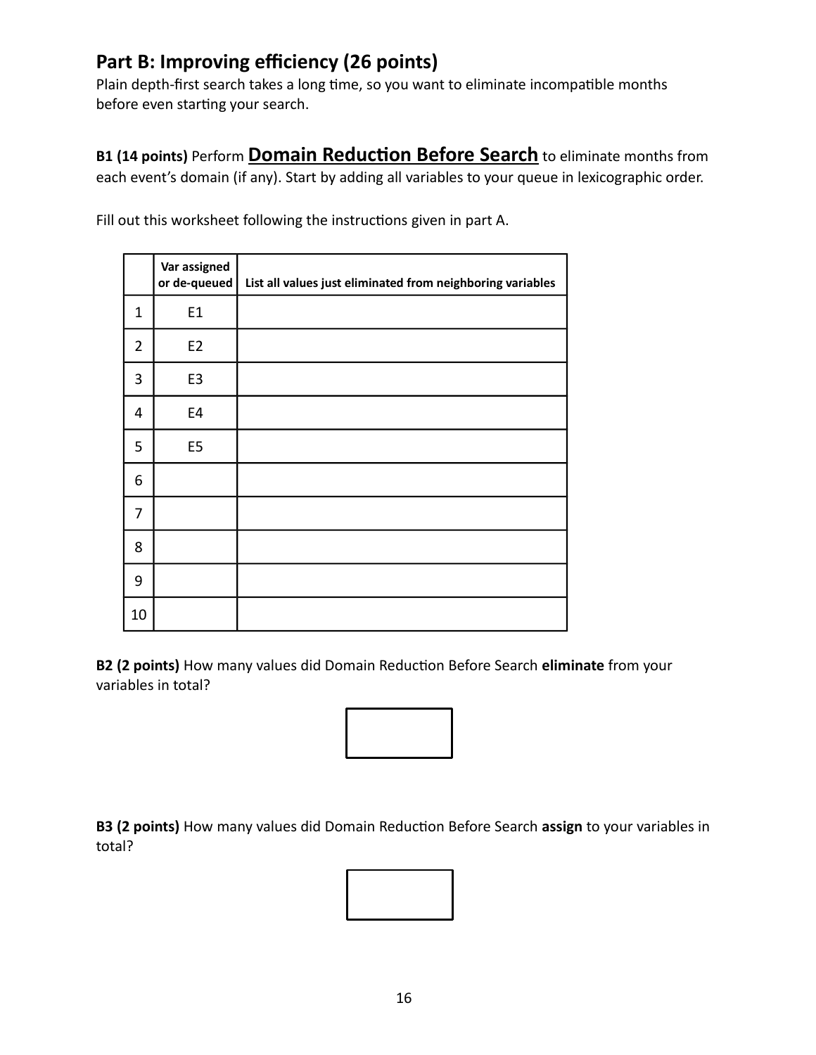## Part B: Improving efficiency (26 points)

Plain depth-first search takes a long time, so you want to eliminate incompatible months before even starting your search.

**B1 (14 points)** Perform **Domain Reduction Before Search** to eliminate months from each event's domain (if any). Start by adding all variables to your queue in lexicographic order.

Fill out this worksheet following the instructions given in part A.

| | Var assigned or de-queued | List all values just eliminated from neighboring variables |
|---|---|---|
| 1 | E1 | |
| 2 | E2 | |
| 3 | E3 | |
| 4 | E4 | |
| 5 | E5 | |
| 6 | | |
| 7 | | |
| 8 | | |
| 9 | | |
| 10 | | |

**B2 (2 points)** How many values did Domain Reduction Before Search **eliminate** from your variables in total?

**B3 (2 points)** How many values did Domain Reduction Before Search **assign** to your variables in total?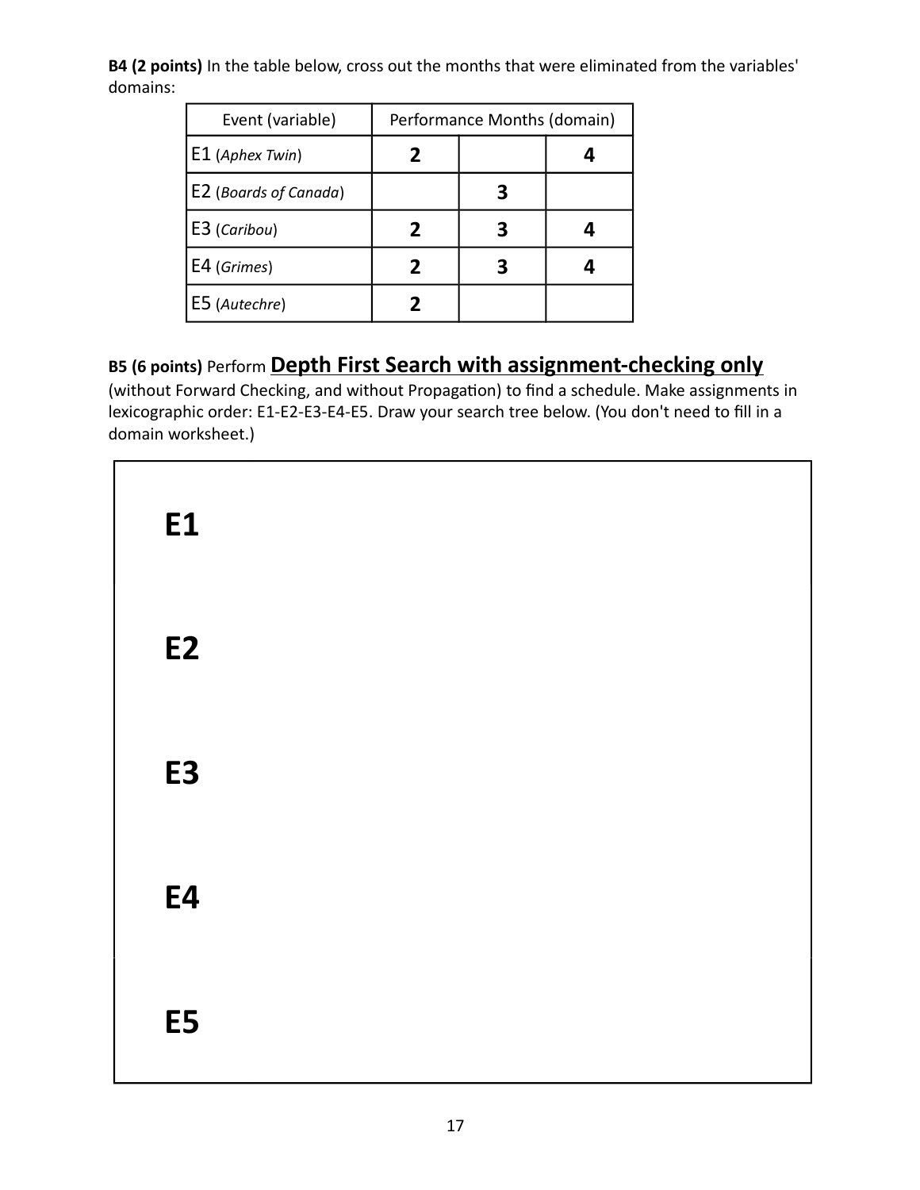**B4 (2 points)** In the table below, cross out the months that were eliminated from the variables' domains:

| Event (variable) | Performance Months (domain) | | |
|---|---|---|---|
| E1 (*Aphex Twin*) | **2** | | **4** |
| E2 (*Boards of Canada*) | | **3** | |
| E3 (*Caribou*) | **2** | **3** | **4** |
| E4 (*Grimes*) | **2** | **3** | **4** |
| E5 (*Autechre*) | **2** | | |

**B5 (6 points)** Perform **Depth First Search with assignment-checking only** (without Forward Checking, and without Propagation) to find a schedule. Make assignments in lexicographic order: E1-E2-E3-E4-E5. Draw your search tree below. (You don't need to fill in a domain worksheet.)

**E1**

**E2**

**E3**

**E4**

**E5**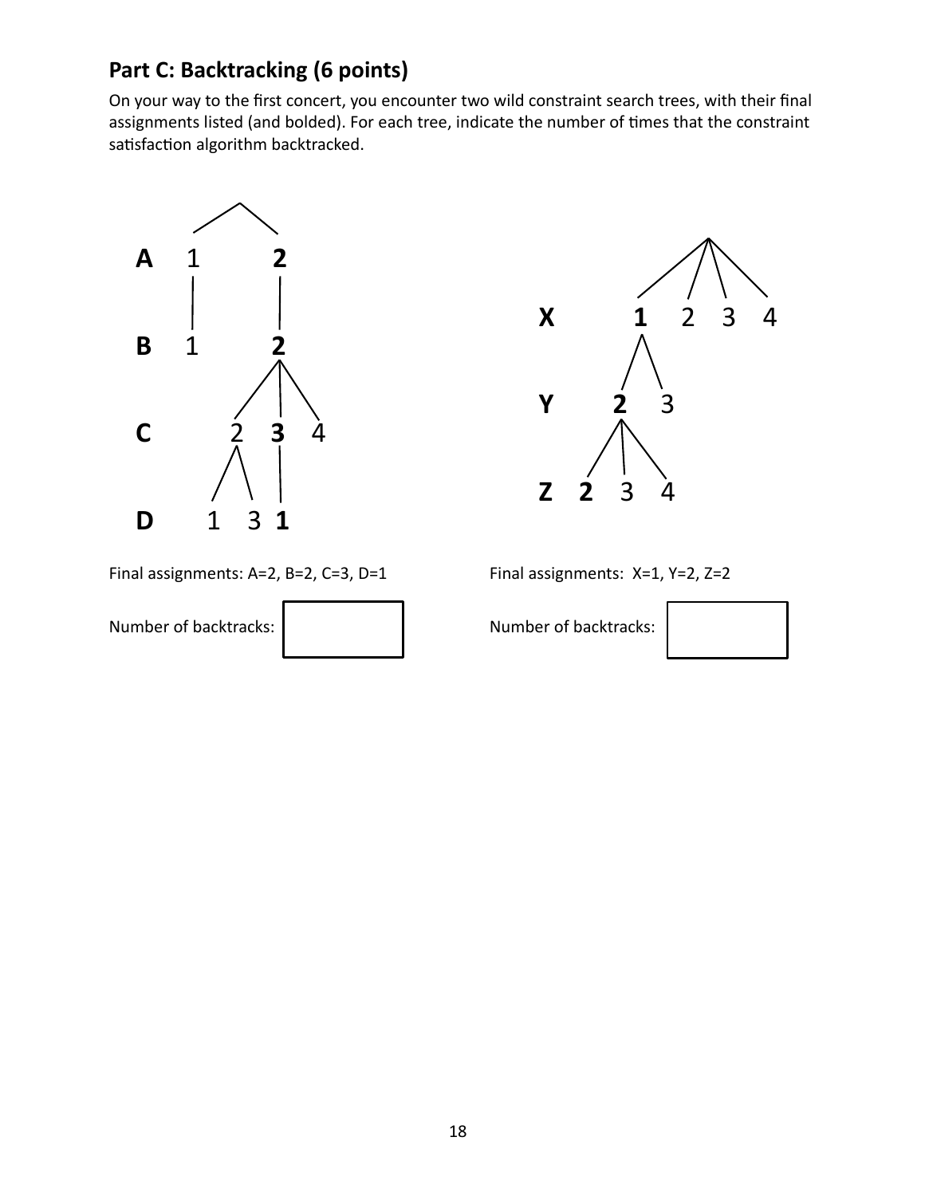## Part C: Backtracking (6 points)

On your way to the first concert, you encounter two wild constraint search trees, with their final assignments listed (and bolded). For each tree, indicate the number of times that the constraint satisfaction algorithm backtracked.

```
        /\
A   1      2
    |      |
B   1      2
         / | \
C       2  3  4
       / \  |
D     1   3 1
```

Final assignments: A=2, B=2, C=3, D=1

Number of backtracks: [ ]

```
             /  |  |  \
X           1   2  3  4
           / \
Y         2   3
        / | \
Z      2  3  4
```

Final assignments: X=1, Y=2, Z=2

Number of backtracks: [ ]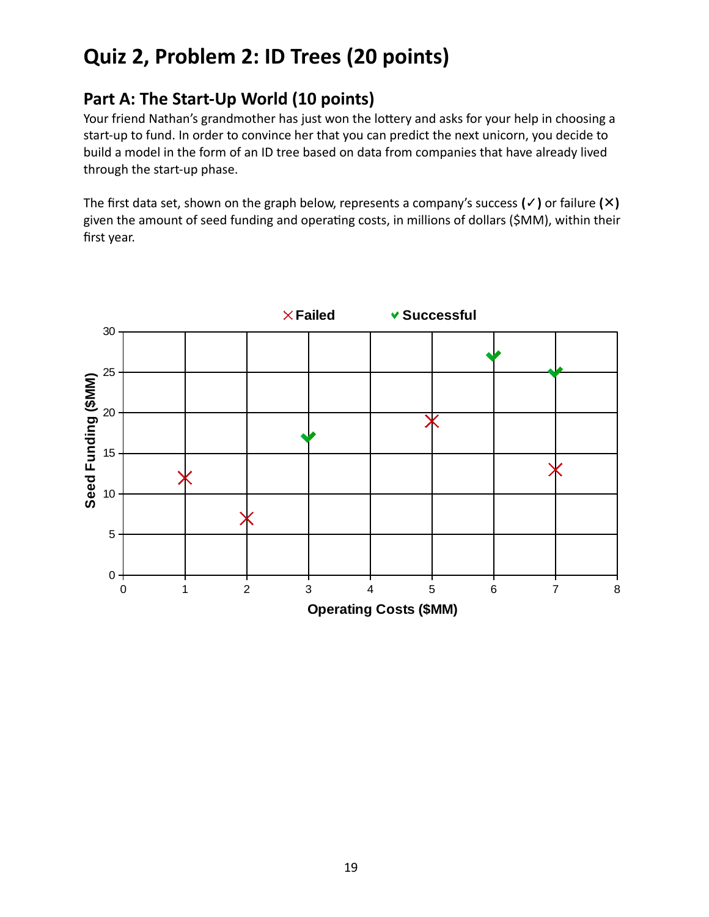# Quiz 2, Problem 2: ID Trees (20 points)

## Part A: The Start-Up World (10 points)

Your friend Nathan's grandmother has just won the lottery and asks for your help in choosing a start-up to fund. In order to convince her that you can predict the next unicorn, you decide to build a model in the form of an ID tree based on data from companies that have already lived through the start-up phase.

The first data set, shown on the graph below, represents a company's success **(✓)** or failure **(✕)** given the amount of seed funding and operating costs, in millions of dollars ($MM), within their first year.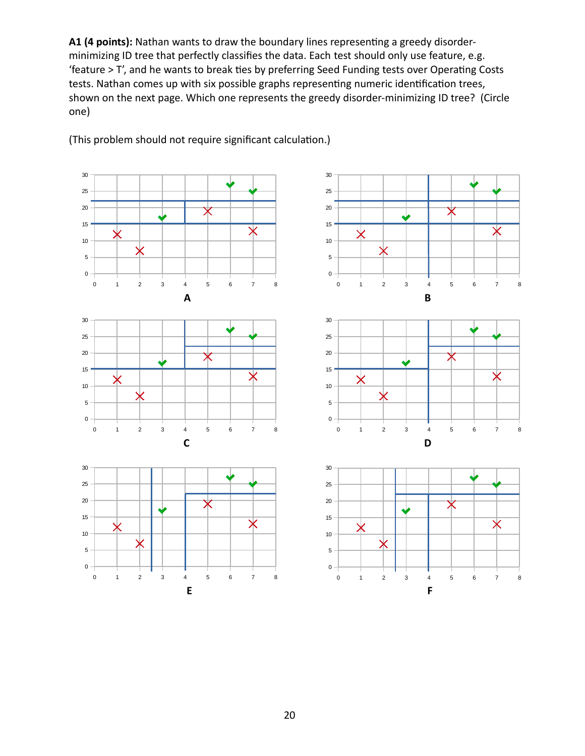**A1 (4 points):** Nathan wants to draw the boundary lines representing a greedy disorder-minimizing ID tree that perfectly classifies the data. Each test should only use feature, e.g. 'feature > T', and he wants to break ties by preferring Seed Funding tests over Operating Costs tests. Nathan comes up with six possible graphs representing numeric identification trees, shown on the next page. Which one represents the greedy disorder-minimizing ID tree? (Circle one)

(This problem should not require significant calculation.)

A

B

C

D

E

F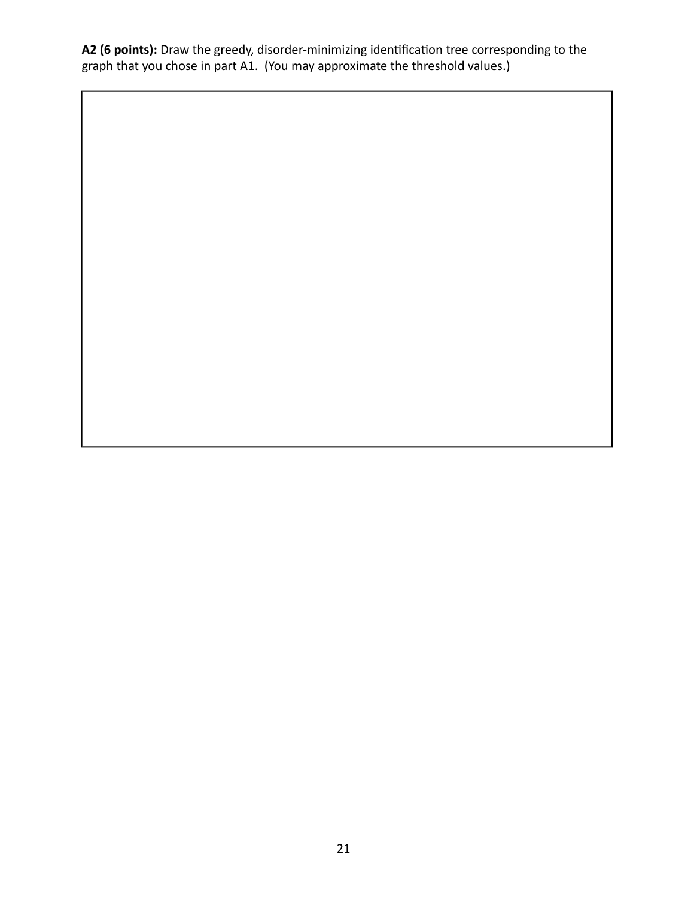**A2 (6 points):** Draw the greedy, disorder-minimizing identification tree corresponding to the graph that you chose in part A1. (You may approximate the threshold values.)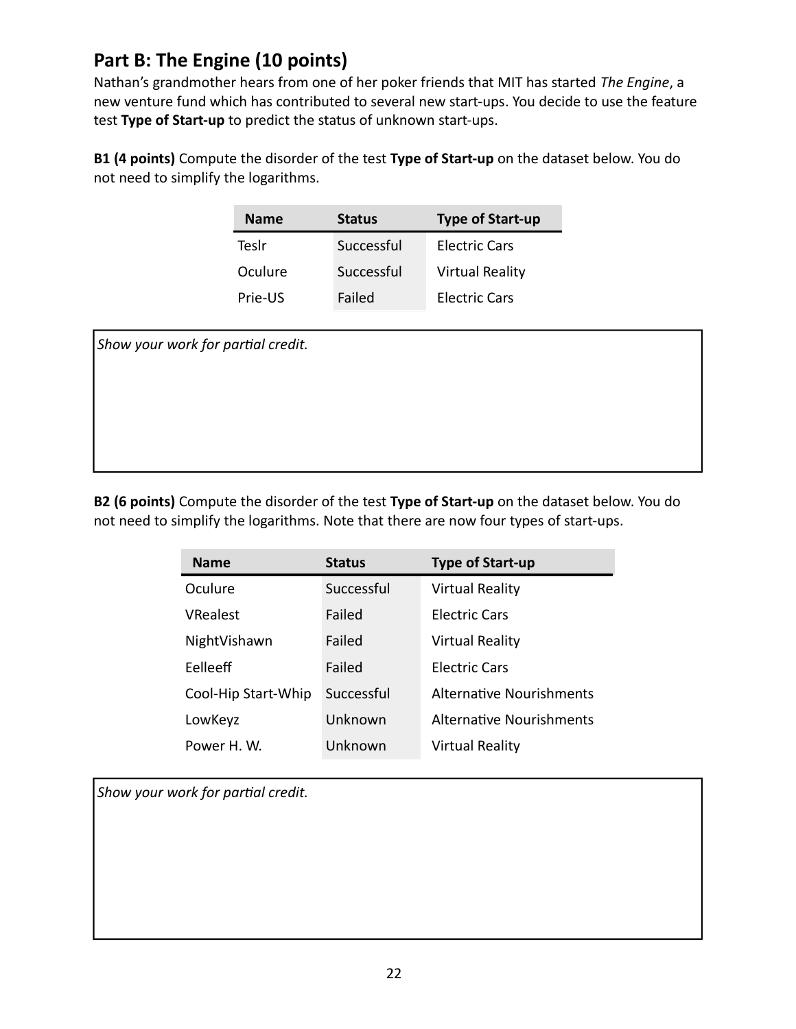## Part B: The Engine (10 points)

Nathan's grandmother hears from one of her poker friends that MIT has started *The Engine*, a new venture fund which has contributed to several new start-ups. You decide to use the feature test **Type of Start-up** to predict the status of unknown start-ups.

**B1 (4 points)** Compute the disorder of the test **Type of Start-up** on the dataset below. You do not need to simplify the logarithms.

| Name | Status | Type of Start-up |
|---|---|---|
| Teslr | Successful | Electric Cars |
| Oculure | Successful | Virtual Reality |
| Prie-US | Failed | Electric Cars |

*Show your work for partial credit.*

**B2 (6 points)** Compute the disorder of the test **Type of Start-up** on the dataset below. You do not need to simplify the logarithms. Note that there are now four types of start-ups.

| Name | Status | Type of Start-up |
|---|---|---|
| Oculure | Successful | Virtual Reality |
| VRealest | Failed | Electric Cars |
| NightVishawn | Failed | Virtual Reality |
| Eelleeff | Failed | Electric Cars |
| Cool-Hip Start-Whip | Successful | Alternative Nourishments |
| LowKeyz | Unknown | Alternative Nourishments |
| Power H. W. | Unknown | Virtual Reality |

*Show your work for partial credit.*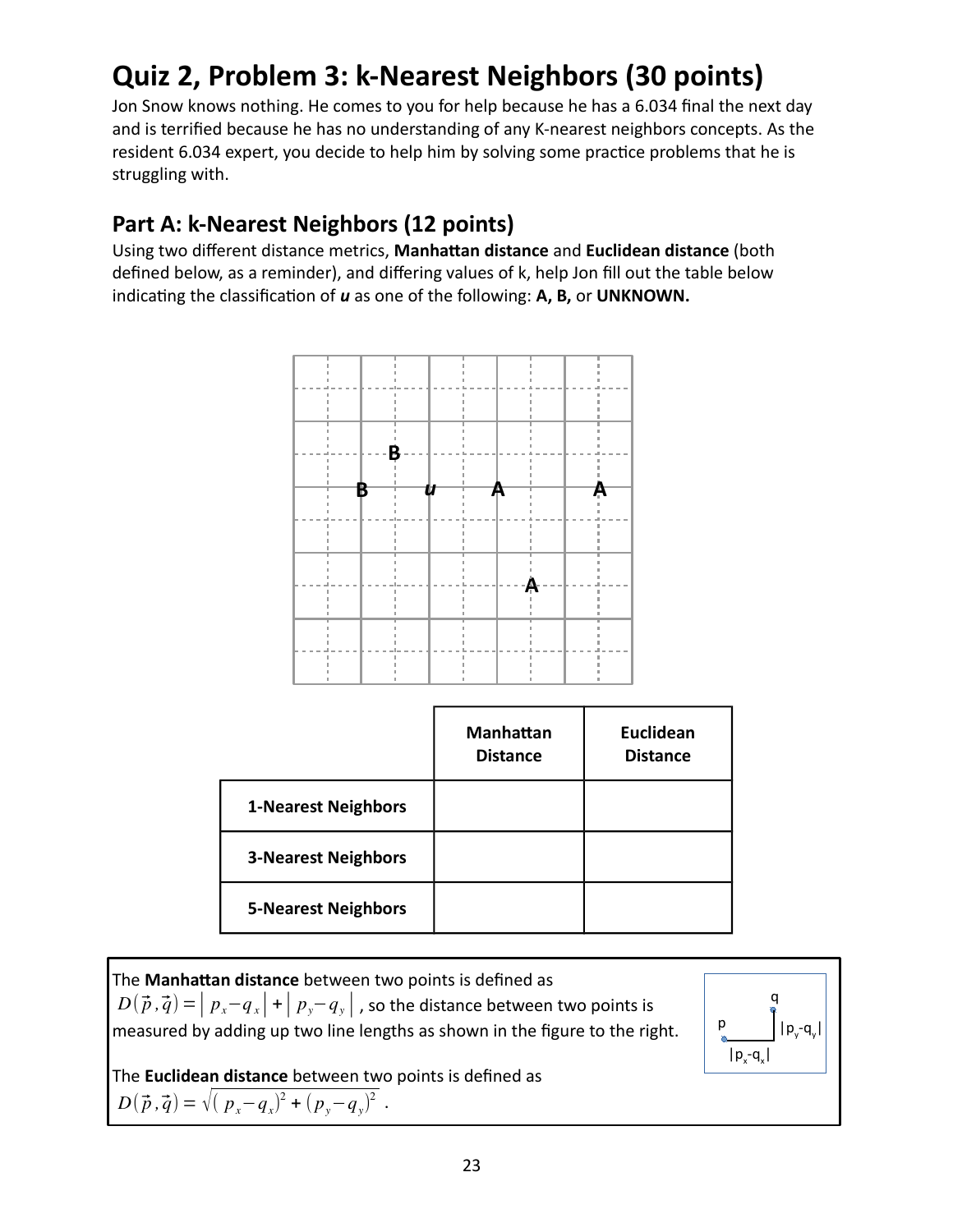# Quiz 2, Problem 3: k-Nearest Neighbors (30 points)

Jon Snow knows nothing. He comes to you for help because he has a 6.034 final the next day and is terrified because he has no understanding of any K-nearest neighbors concepts. As the resident 6.034 expert, you decide to help him by solving some practice problems that he is struggling with.

## Part A: k-Nearest Neighbors (12 points)

Using two different distance metrics, **Manhattan distance** and **Euclidean distance** (both defined below, as a reminder), and differing values of k, help Jon fill out the table below indicating the classification of ***u*** as one of the following: **A, B,** or **UNKNOWN.**

|  | **Manhattan Distance** | **Euclidean Distance** |
|---|---|---|
| **1-Nearest Neighbors** |  |  |
| **3-Nearest Neighbors** |  |  |
| **5-Nearest Neighbors** |  |  |

The **Manhattan distance** between two points is defined as $D(\vec{p},\vec{q}) = |p_x - q_x| + |p_y - q_y|$, so the distance between two points is measured by adding up two line lengths as shown in the figure to the right.

The **Euclidean distance** between two points is defined as $D(\vec{p},\vec{q}) = \sqrt{(p_x - q_x)^2 + (p_y - q_y)^2}$ .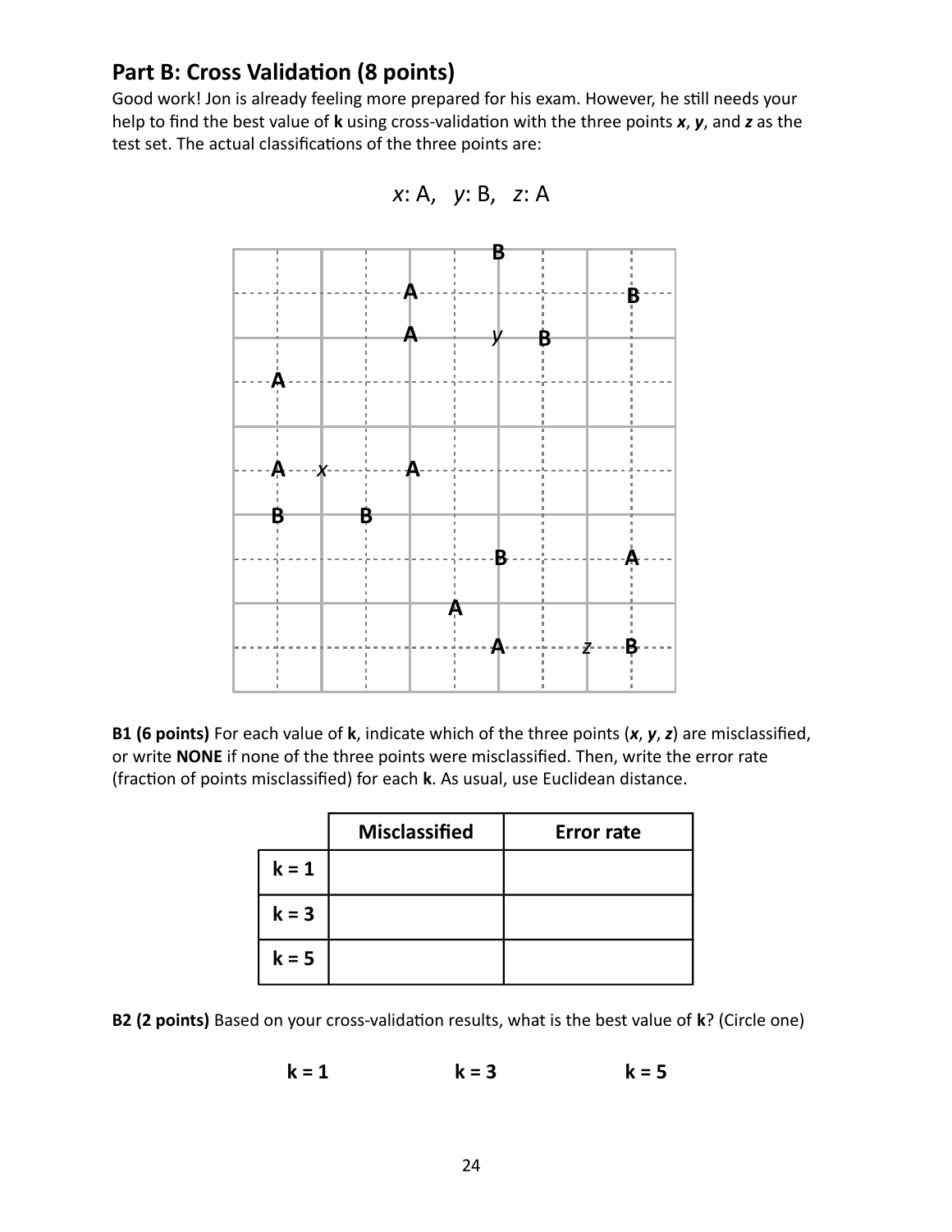## Part B: Cross Validation (8 points)

Good work! Jon is already feeling more prepared for his exam. However, he still needs your help to find the best value of **k** using cross-validation with the three points ***x***, ***y***, and ***z*** as the test set. The actual classifications of the three points are:

*x*: A, *y*: B, *z*: A

**B1 (6 points)** For each value of **k**, indicate which of the three points (***x***, ***y***, ***z***) are misclassified, or write **NONE** if none of the three points were misclassified. Then, write the error rate (fraction of points misclassified) for each **k**. As usual, use Euclidean distance.

| | **Misclassified** | **Error rate** |
|---|---|---|
| **k = 1** | | |
| **k = 3** | | |
| **k = 5** | | |

**B2 (2 points)** Based on your cross-validation results, what is the best value of **k**? (Circle one)

**k = 1** **k = 3** **k = 5**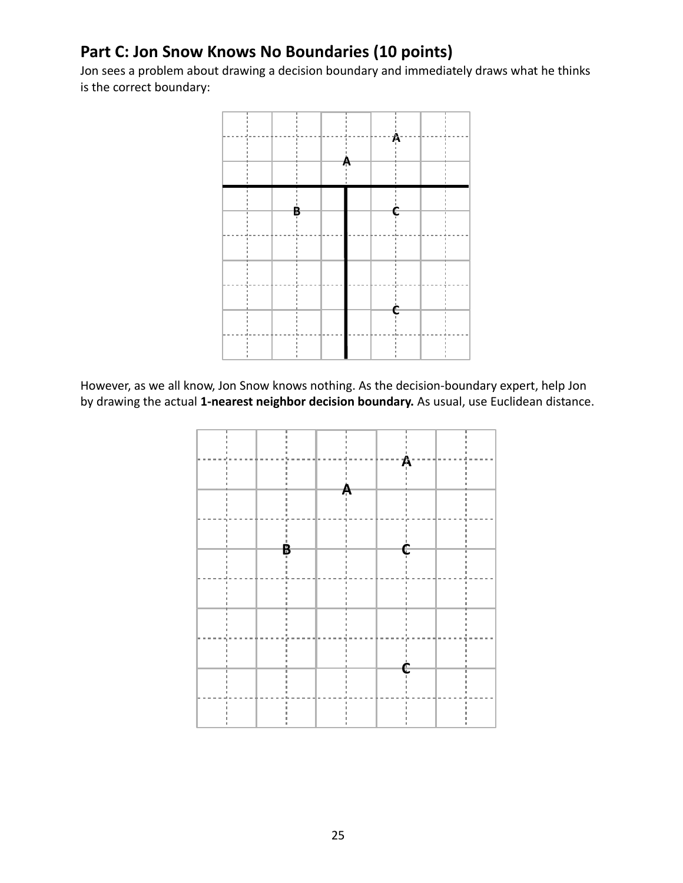## Part C: Jon Snow Knows No Boundaries (10 points)

Jon sees a problem about drawing a decision boundary and immediately draws what he thinks is the correct boundary:

However, as we all know, Jon Snow knows nothing. As the decision-boundary expert, help Jon by drawing the actual **1-nearest neighbor decision boundary.** As usual, use Euclidean distance.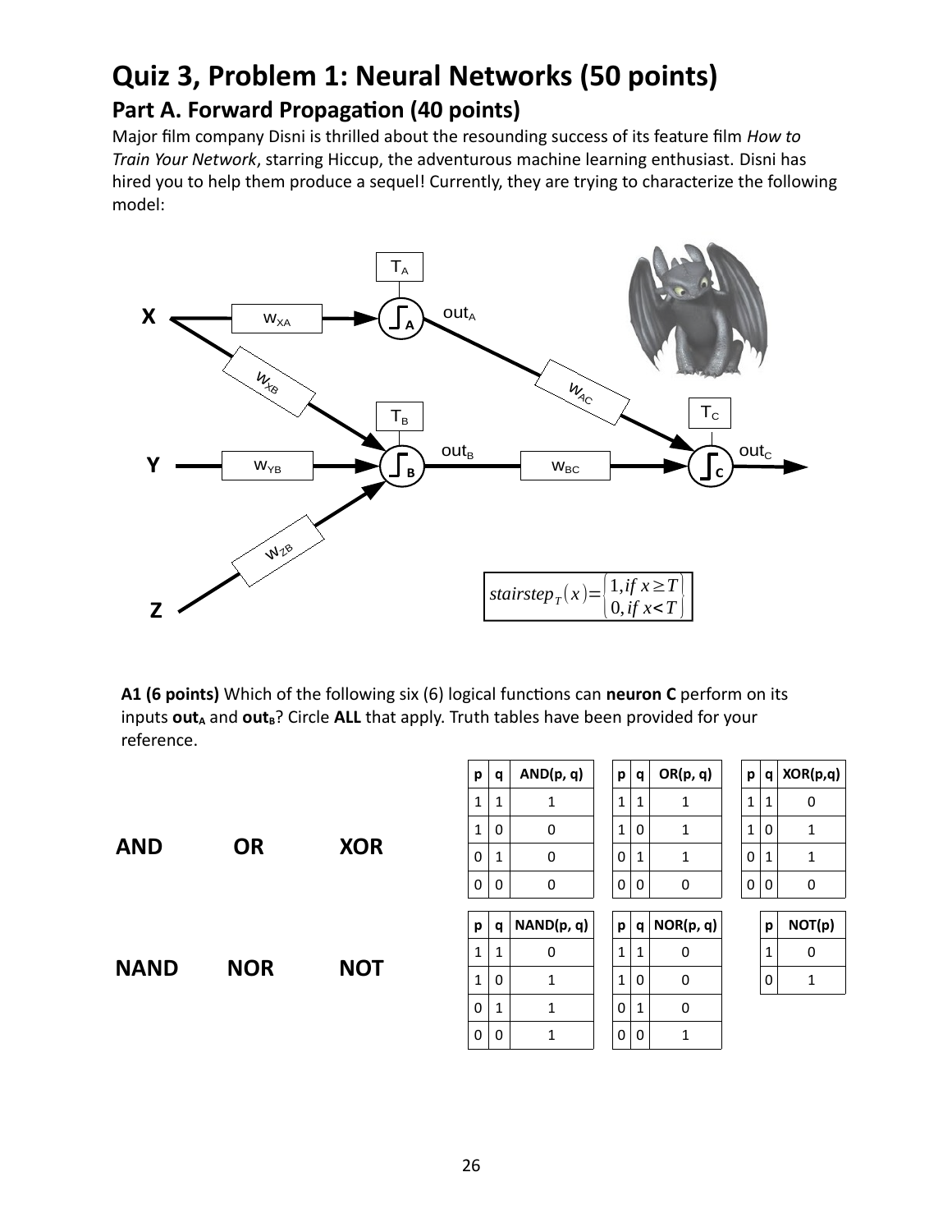# Quiz 3, Problem 1: Neural Networks (50 points)

## Part A. Forward Propagation (40 points)

Major film company Disni is thrilled about the resounding success of its feature film *How to Train Your Network*, starring Hiccup, the adventurous machine learning enthusiast. Disni has hired you to help them produce a sequel! Currently, they are trying to characterize the following model:

$$stairstep_T(x) = \begin{cases} 1, if\ x \geq T \\ 0, if\ x < T \end{cases}$$

**A1 (6 points)** Which of the following six (6) logical functions can **neuron C** perform on its inputs **$out_A$** and **$out_B$**? Circle **ALL** that apply. Truth tables have been provided for your reference.

**AND** **OR** **XOR**

**NAND** **NOR** **NOT**

| p | q | AND(p, q) |
|---|---|---|
| 1 | 1 | 1 |
| 1 | 0 | 0 |
| 0 | 1 | 0 |
| 0 | 0 | 0 |

| p | q | OR(p, q) |
|---|---|---|
| 1 | 1 | 1 |
| 1 | 0 | 1 |
| 0 | 1 | 1 |
| 0 | 0 | 0 |

| p | q | XOR(p,q) |
|---|---|---|
| 1 | 1 | 0 |
| 1 | 0 | 1 |
| 0 | 1 | 1 |
| 0 | 0 | 0 |

| p | q | NAND(p, q) |
|---|---|---|
| 1 | 1 | 0 |
| 1 | 0 | 1 |
| 0 | 1 | 1 |
| 0 | 0 | 1 |

| p | q | NOR(p, q) |
|---|---|---|
| 1 | 1 | 0 |
| 1 | 0 | 0 |
| 0 | 1 | 0 |
| 0 | 0 | 1 |

| p | NOT(p) |
|---|---|
| 1 | 0 |
| 0 | 1 |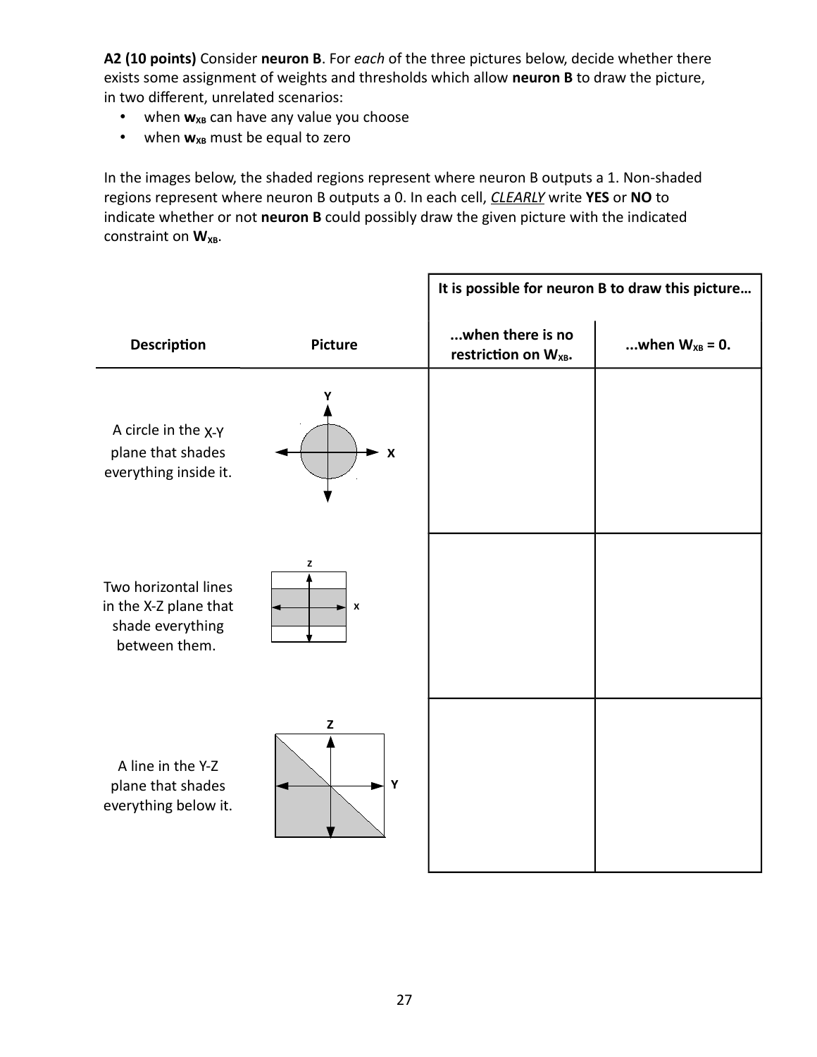**A2 (10 points)** Consider **neuron B**. For *each* of the three pictures below, decide whether there exists some assignment of weights and thresholds which allow **neuron B** to draw the picture, in two different, unrelated scenarios:

- when $\mathbf{w_{XB}}$ can have any value you choose
- when $\mathbf{w_{XB}}$ must be equal to zero

In the images below, the shaded regions represent where neuron B outputs a 1. Non-shaded regions represent where neuron B outputs a 0. In each cell, *CLEARLY* write **YES** or **NO** to indicate whether or not **neuron B** could possibly draw the given picture with the indicated constraint on $\mathbf{W_{XB}}$.

| Description | Picture | It is possible for neuron B to draw this picture… ...when there is no restriction on $\mathbf{W_{XB}}$. | ...when $\mathbf{W_{XB}}$ = 0. |
|---|---|---|---|
| A circle in the X-Y plane that shades everything inside it. | | | |
| Two horizontal lines in the X-Z plane that shade everything between them. | | | |
| A line in the Y-Z plane that shades everything below it. | | | |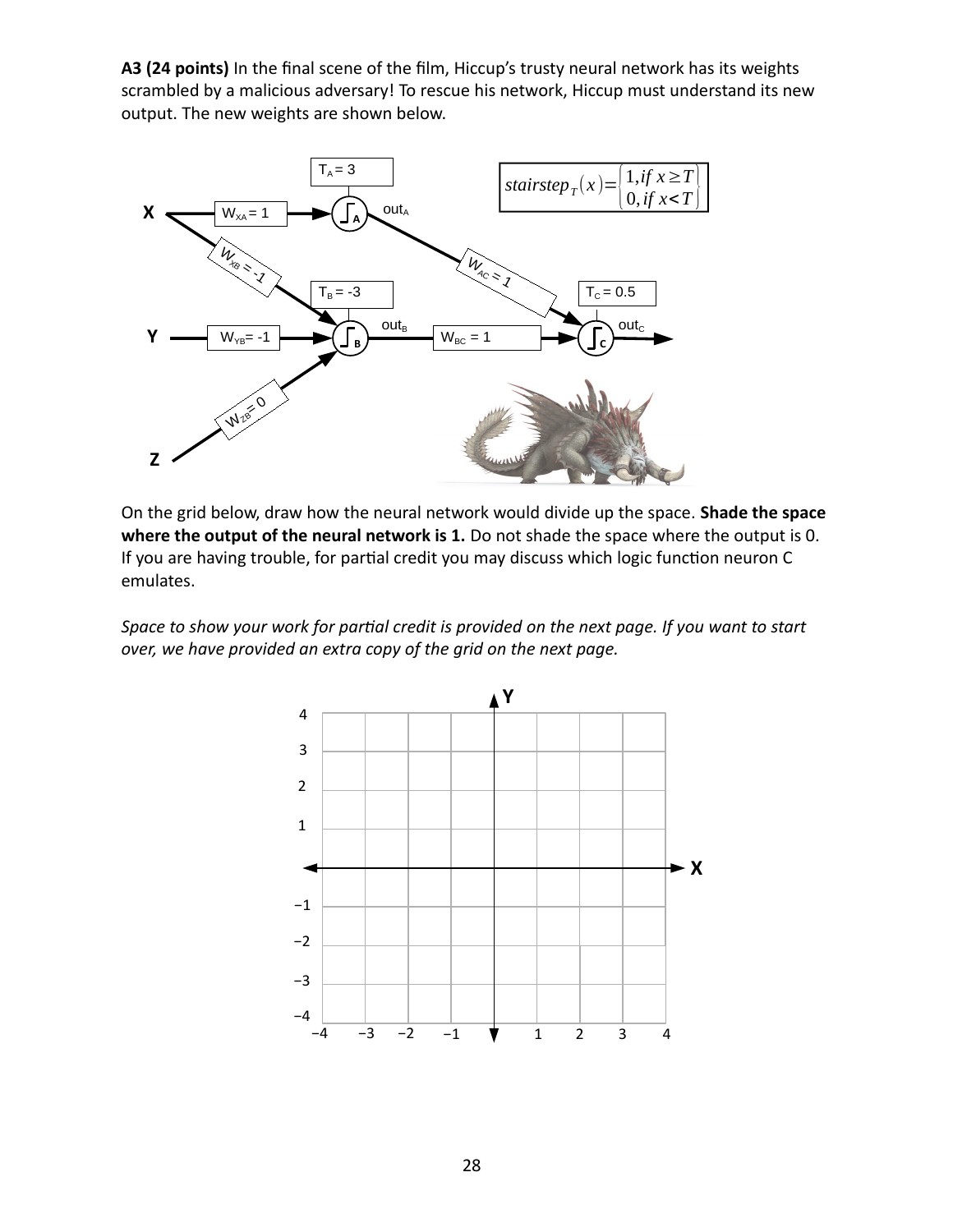**A3 (24 points)** In the final scene of the film, Hiccup's trusty neural network has its weights scrambled by a malicious adversary! To rescue his network, Hiccup must understand its new output. The new weights are shown below.

$$stairstep_T(x) = \begin{cases} 1, & if\ x \geq T \\ 0, & if\ x < T \end{cases}$$

- $T_A = 3$, $T_B = -3$, $T_C = 0.5$
- $W_{XA} = 1$, $W_{XB} = -1$, $W_{YB} = -1$, $W_{ZB} = 0$
- $W_{AC} = 1$, $W_{BC} = 1$
- Outputs: $out_A$, $out_B$, $out_C$

On the grid below, draw how the neural network would divide up the space. **Shade the space where the output of the neural network is 1.** Do not shade the space where the output is 0. If you are having trouble, for partial credit you may discuss which logic function neuron C emulates.

*Space to show your work for partial credit is provided on the next page. If you want to start over, we have provided an extra copy of the grid on the next page.*

[Grid: X axis from −4 to 4, Y axis from −4 to 4]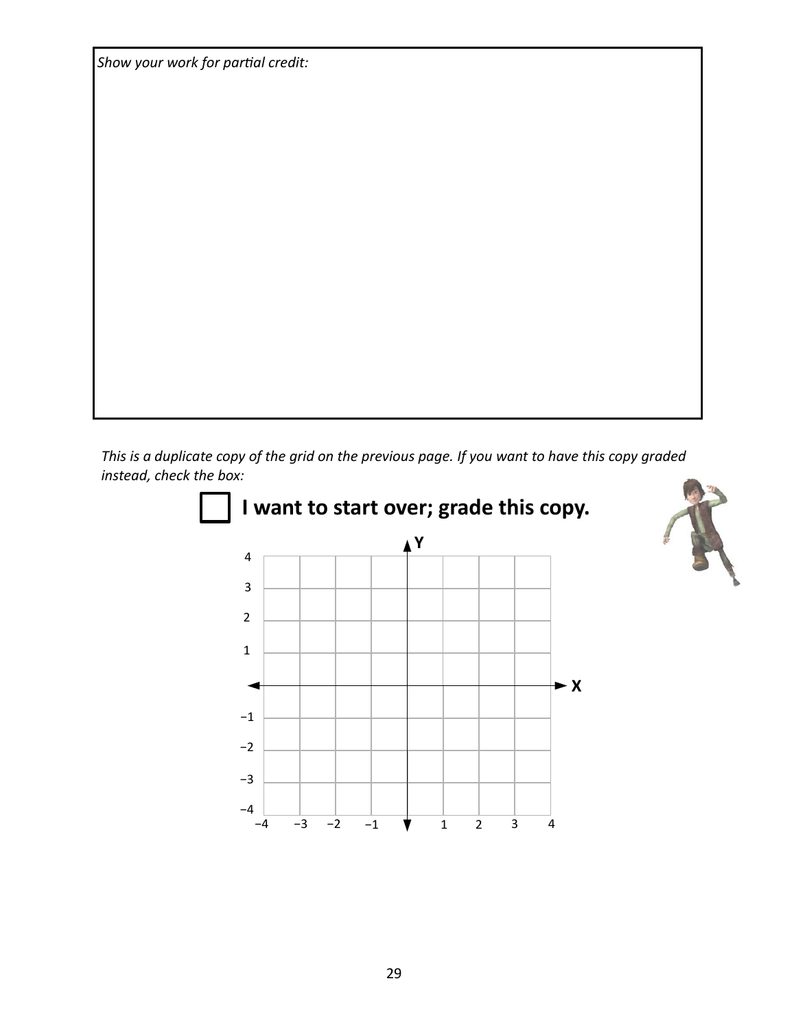*Show your work for partial credit:*

*This is a duplicate copy of the grid on the previous page. If you want to have this copy graded instead, check the box:*

☐ **I want to start over; grade this copy.**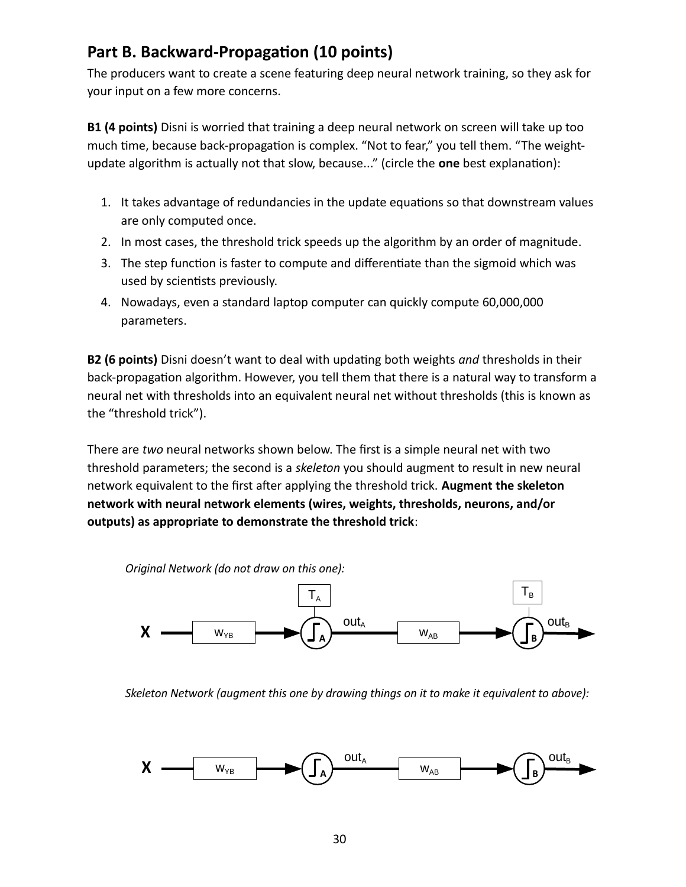## Part B. Backward-Propagation (10 points)

The producers want to create a scene featuring deep neural network training, so they ask for your input on a few more concerns.

**B1 (4 points)** Disni is worried that training a deep neural network on screen will take up too much time, because back-propagation is complex. "Not to fear," you tell them. "The weight-update algorithm is actually not that slow, because..." (circle the **one** best explanation):

1. It takes advantage of redundancies in the update equations so that downstream values are only computed once.
2. In most cases, the threshold trick speeds up the algorithm by an order of magnitude.
3. The step function is faster to compute and differentiate than the sigmoid which was used by scientists previously.
4. Nowadays, even a standard laptop computer can quickly compute 60,000,000 parameters.

**B2 (6 points)** Disni doesn't want to deal with updating both weights *and* thresholds in their back-propagation algorithm. However, you tell them that there is a natural way to transform a neural net with thresholds into an equivalent neural net without thresholds (this is known as the "threshold trick").

There are *two* neural networks shown below. The first is a simple neural net with two threshold parameters; the second is a *skeleton* you should augment to result in new neural network equivalent to the first after applying the threshold trick. **Augment the skeleton network with neural network elements (wires, weights, thresholds, neurons, and/or outputs) as appropriate to demonstrate the threshold trick**:

*Original Network (do not draw on this one):*

X → $w_{YB}$ → (A, threshold $T_A$) → $out_A$ → $w_{AB}$ → (B, threshold $T_B$) → $out_B$

*Skeleton Network (augment this one by drawing things on it to make it equivalent to above):*

X → $w_{YB}$ → (A) → $out_A$ → $w_{AB}$ → (B) → $out_B$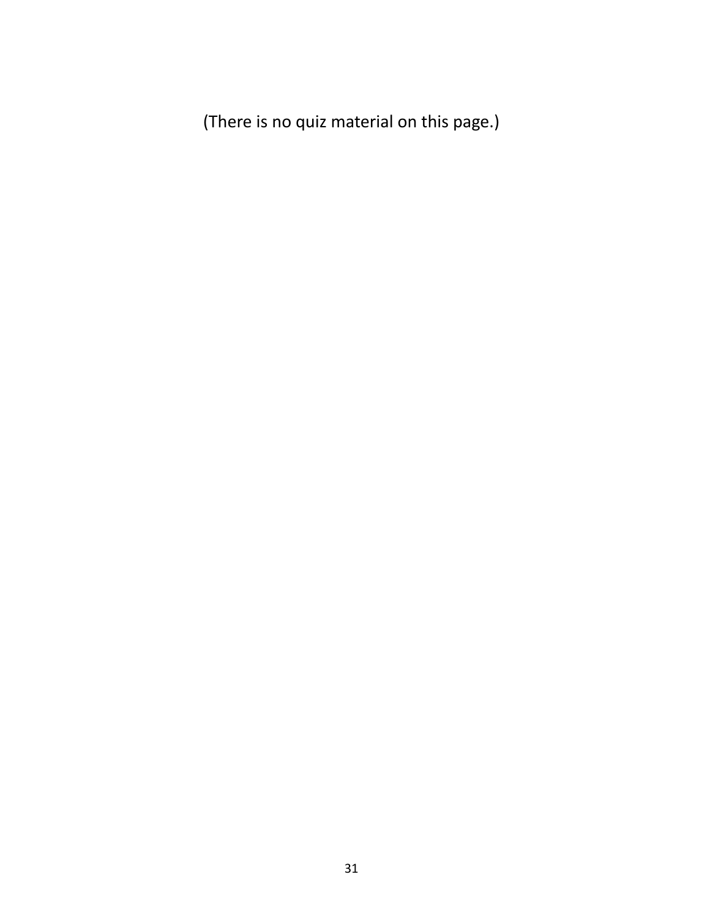(There is no quiz material on this page.)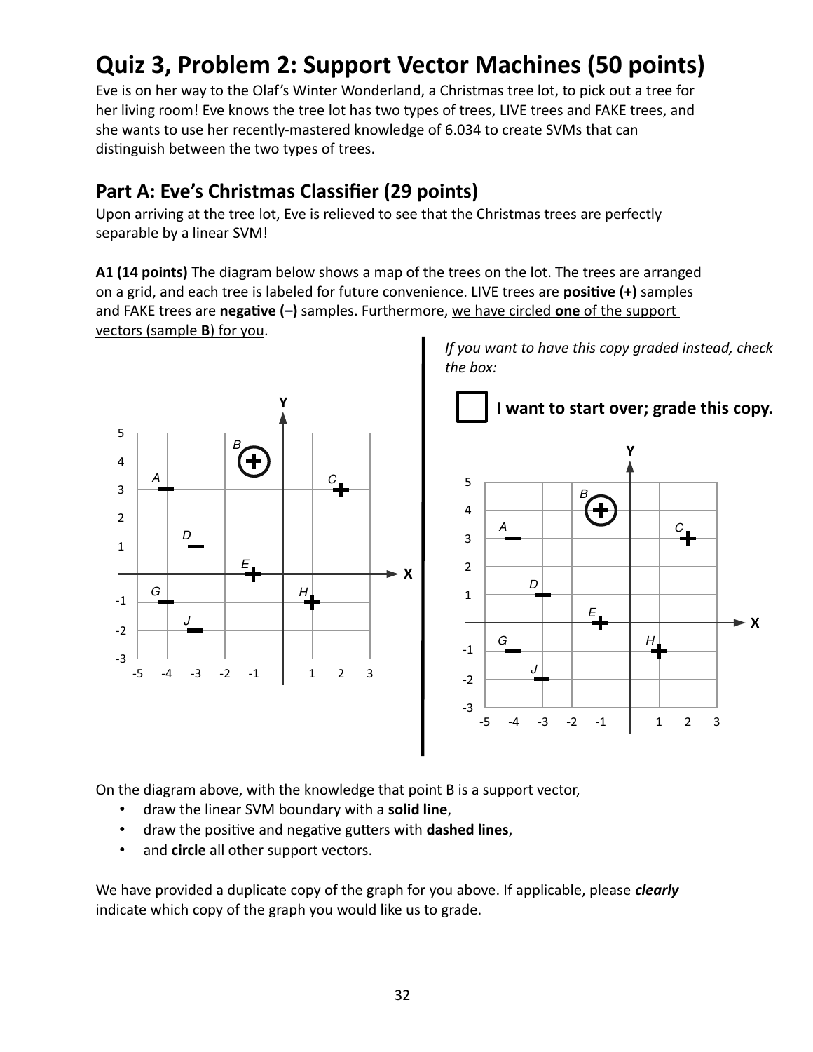# Quiz 3, Problem 2: Support Vector Machines (50 points)

Eve is on her way to the Olaf's Winter Wonderland, a Christmas tree lot, to pick out a tree for her living room! Eve knows the tree lot has two types of trees, LIVE trees and FAKE trees, and she wants to use her recently-mastered knowledge of 6.034 to create SVMs that can distinguish between the two types of trees.

## Part A: Eve's Christmas Classifier (29 points)

Upon arriving at the tree lot, Eve is relieved to see that the Christmas trees are perfectly separable by a linear SVM!

**A1 (14 points)** The diagram below shows a map of the trees on the lot. The trees are arranged on a grid, and each tree is labeled for future convenience. LIVE trees are **positive (+)** samples and FAKE trees are **negative (–)** samples. Furthermore, we have circled **one** of the support vectors (sample **B**) for you.

*If you want to have this copy graded instead, check the box:*

☐ **I want to start over; grade this copy.**

On the diagram above, with the knowledge that point B is a support vector,

- draw the linear SVM boundary with a **solid line**,
- draw the positive and negative gutters with **dashed lines**,
- and **circle** all other support vectors.

We have provided a duplicate copy of the graph for you above. If applicable, please ***clearly*** indicate which copy of the graph you would like us to grade.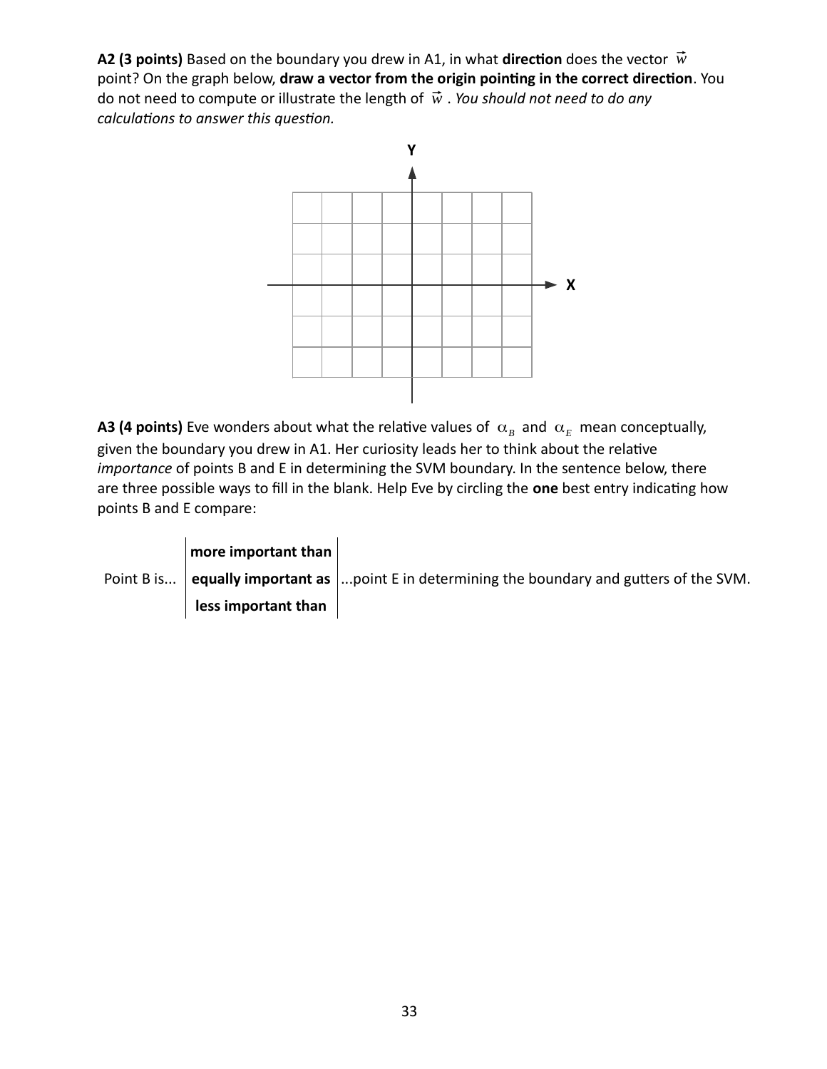**A2 (3 points)** Based on the boundary you drew in A1, in what **direction** does the vector $\vec{w}$ point? On the graph below, **draw a vector from the origin pointing in the correct direction**. You do not need to compute or illustrate the length of $\vec{w}$. *You should not need to do any calculations to answer this question.*

**A3 (4 points)** Eve wonders about what the relative values of $\alpha_B$ and $\alpha_E$ mean conceptually, given the boundary you drew in A1. Her curiosity leads her to think about the relative *importance* of points B and E in determining the SVM boundary. In the sentence below, there are three possible ways to fill in the blank. Help Eve by circling the **one** best entry indicating how points B and E compare:

| | | |
|---|---|---|
| | **more important than** | |
| Point B is... | **equally important as** | ...point E in determining the boundary and gutters of the SVM. |
| | **less important than** | |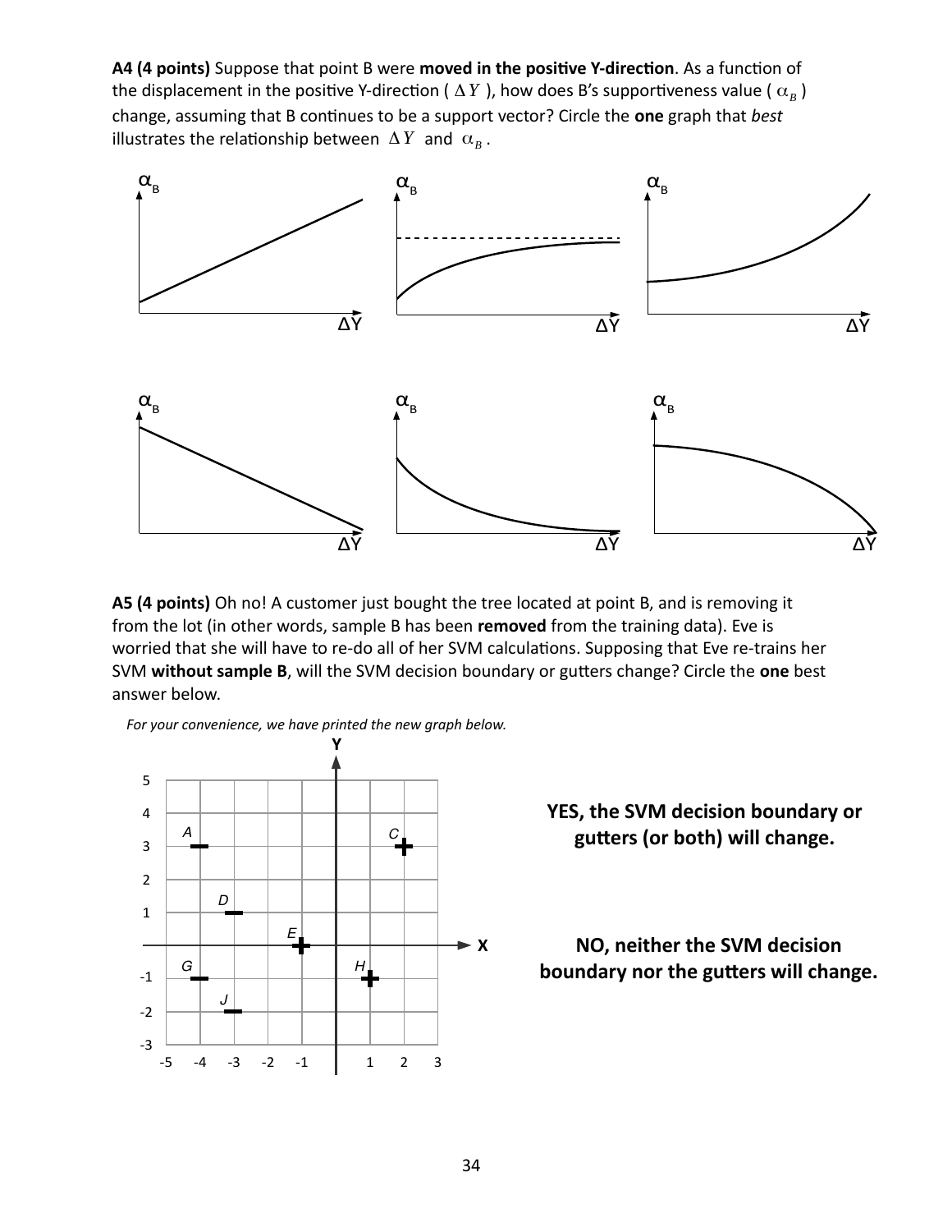**A4 (4 points)** Suppose that point B were **moved in the positive Y-direction**. As a function of the displacement in the positive Y-direction ( $\Delta Y$ ), how does B's supportiveness value ( $\alpha_B$ ) change, assuming that B continues to be a support vector? Circle the **one** graph that *best* illustrates the relationship between $\Delta Y$ and $\alpha_B$ .

**A5 (4 points)** Oh no! A customer just bought the tree located at point B, and is removing it from the lot (in other words, sample B has been **removed** from the training data). Eve is worried that she will have to re-do all of her SVM calculations. Supposing that Eve re-trains her SVM **without sample B**, will the SVM decision boundary or gutters change? Circle the **one** best answer below.

*For your convenience, we have printed the new graph below.*

**YES, the SVM decision boundary or gutters (or both) will change.**

**NO, neither the SVM decision boundary nor the gutters will change.**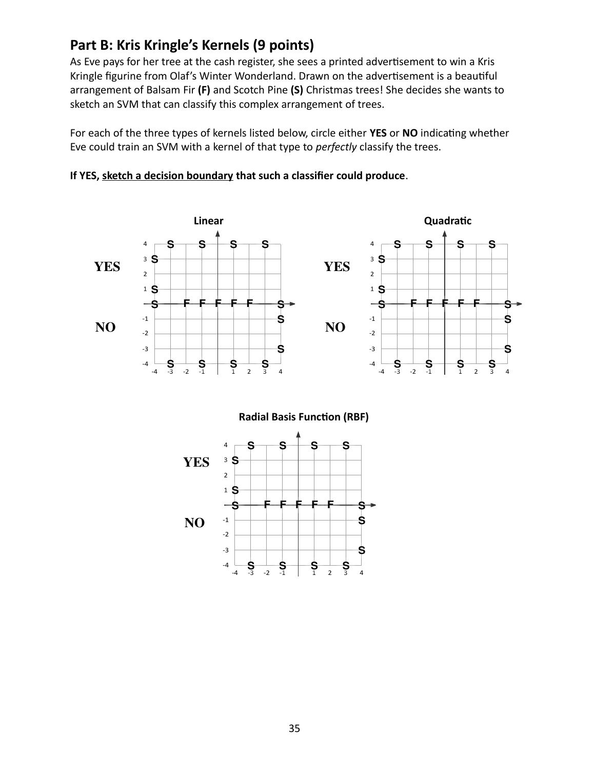## Part B: Kris Kringle's Kernels (9 points)

As Eve pays for her tree at the cash register, she sees a printed advertisement to win a Kris Kringle figurine from Olaf's Winter Wonderland. Drawn on the advertisement is a beautiful arrangement of Balsam Fir **(F)** and Scotch Pine **(S)** Christmas trees! She decides she wants to sketch an SVM that can classify this complex arrangement of trees.

For each of the three types of kernels listed below, circle either **YES** or **NO** indicating whether Eve could train an SVM with a kernel of that type to *perfectly* classify the trees.

**If YES, sketch a decision boundary that such a classifier could produce**.

**Linear**

YES

NO

**Quadratic**

YES

NO

**Radial Basis Function (RBF)**

YES

NO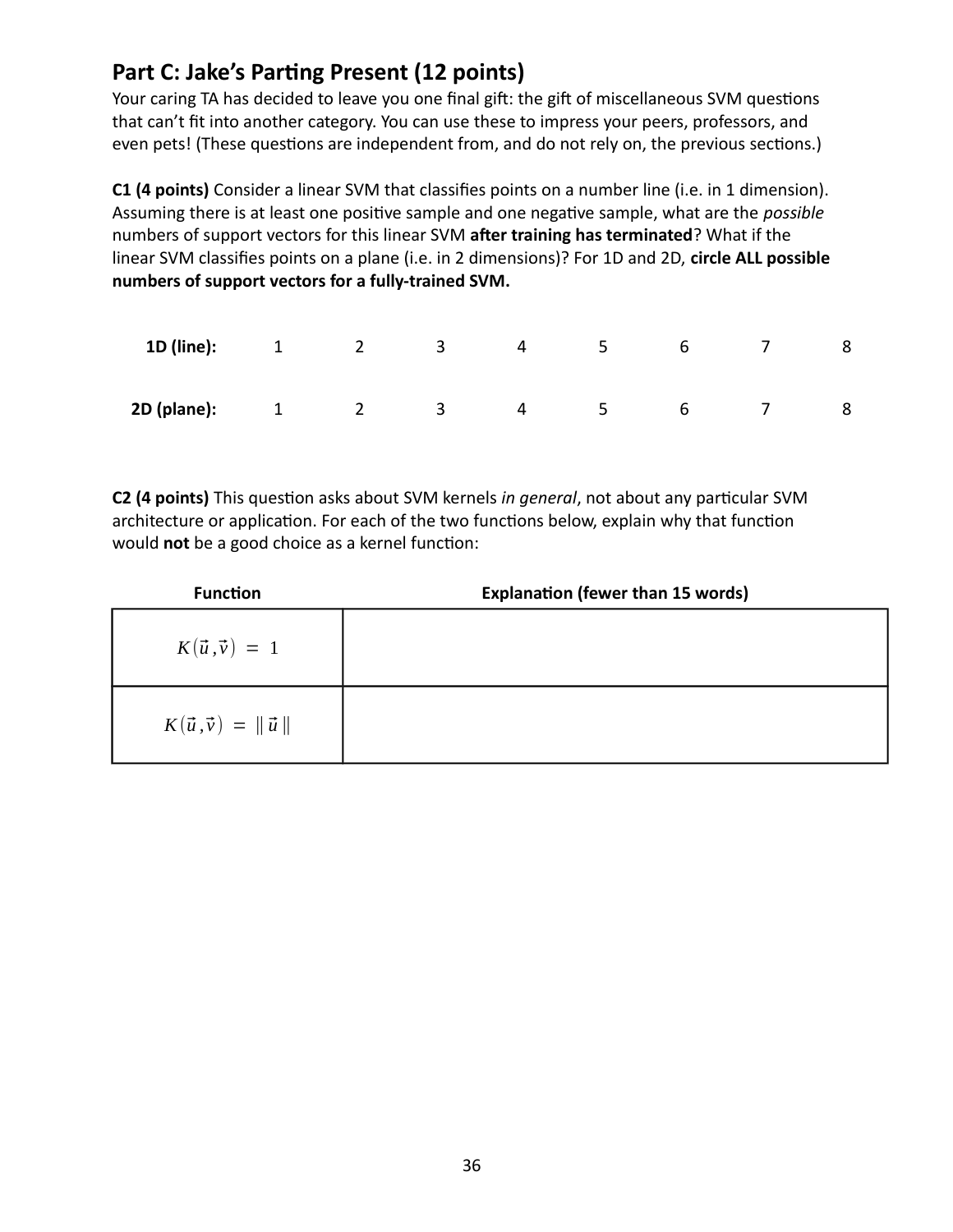## Part C: Jake's Parting Present (12 points)

Your caring TA has decided to leave you one final gift: the gift of miscellaneous SVM questions that can't fit into another category. You can use these to impress your peers, professors, and even pets! (These questions are independent from, and do not rely on, the previous sections.)

**C1 (4 points)** Consider a linear SVM that classifies points on a number line (i.e. in 1 dimension). Assuming there is at least one positive sample and one negative sample, what are the *possible* numbers of support vectors for this linear SVM **after training has terminated**? What if the linear SVM classifies points on a plane (i.e. in 2 dimensions)? For 1D and 2D, **circle ALL possible numbers of support vectors for a fully-trained SVM.**

| | | | | | | | | |
|---|---|---|---|---|---|---|---|---|
| **1D (line):** | 1 | 2 | 3 | 4 | 5 | 6 | 7 | 8 |
| **2D (plane):** | 1 | 2 | 3 | 4 | 5 | 6 | 7 | 8 |

**C2 (4 points)** This question asks about SVM kernels *in general*, not about any particular SVM architecture or application. For each of the two functions below, explain why that function would **not** be a good choice as a kernel function:

| Function | Explanation (fewer than 15 words) |
|---|---|
| $K(\vec{u}, \vec{v}) = 1$ | |
| $K(\vec{u}, \vec{v}) = \lVert \vec{u} \rVert$ | |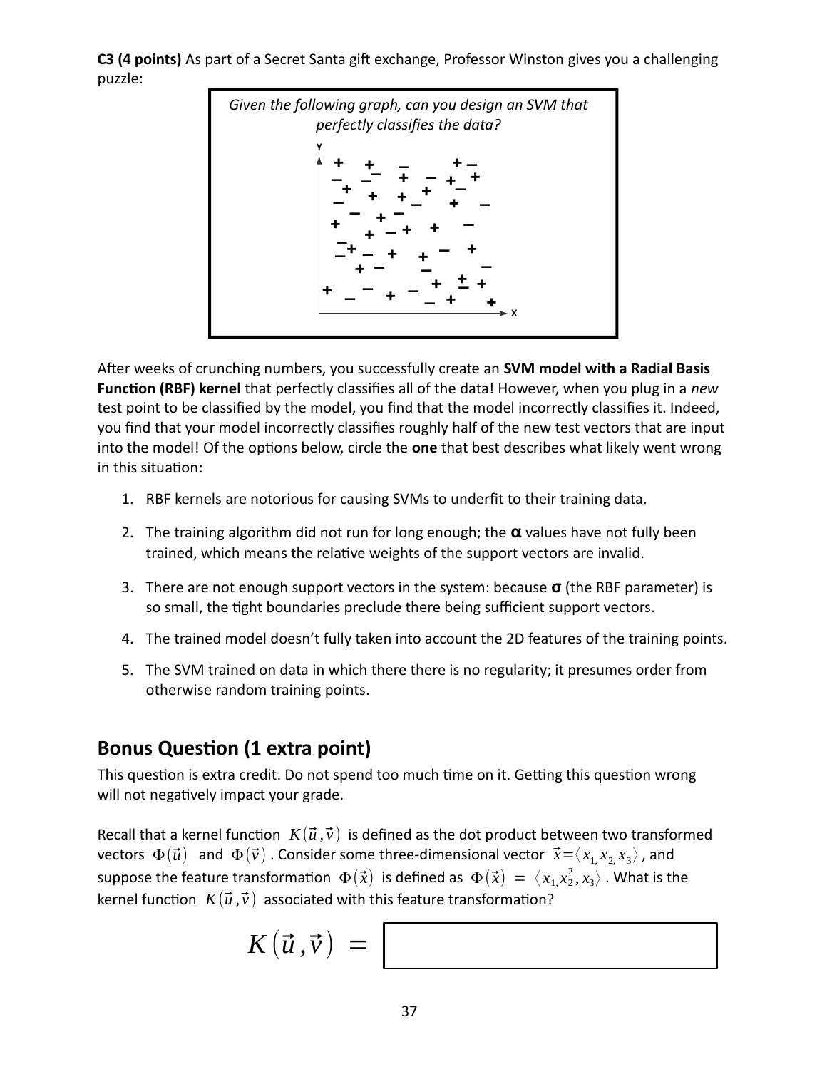**C3 (4 points)** As part of a Secret Santa gift exchange, Professor Winston gives you a challenging puzzle:

> *Given the following graph, can you design an SVM that perfectly classifies the data?*

After weeks of crunching numbers, you successfully create an **SVM model with a Radial Basis Function (RBF) kernel** that perfectly classifies all of the data! However, when you plug in a *new* test point to be classified by the model, you find that the model incorrectly classifies it. Indeed, you find that your model incorrectly classifies roughly half of the new test vectors that are input into the model! Of the options below, circle the **one** that best describes what likely went wrong in this situation:

1. RBF kernels are notorious for causing SVMs to underfit to their training data.
2. The training algorithm did not run for long enough; the **α** values have not fully been trained, which means the relative weights of the support vectors are invalid.
3. There are not enough support vectors in the system: because **σ** (the RBF parameter) is so small, the tight boundaries preclude there being sufficient support vectors.
4. The trained model doesn't fully taken into account the 2D features of the training points.
5. The SVM trained on data in which there there is no regularity; it presumes order from otherwise random training points.

## Bonus Question (1 extra point)

This question is extra credit. Do not spend too much time on it. Getting this question wrong will not negatively impact your grade.

Recall that a kernel function $K(\vec{u},\vec{v})$ is defined as the dot product between two transformed vectors $\Phi(\vec{u})$ and $\Phi(\vec{v})$. Consider some three-dimensional vector $\vec{x}=\langle x_1, x_2, x_3\rangle$, and suppose the feature transformation $\Phi(\vec{x})$ is defined as $\Phi(\vec{x}) = \langle x_1, x_2^2, x_3\rangle$. What is the kernel function $K(\vec{u},\vec{v})$ associated with this feature transformation?

$$K(\vec{u},\vec{v}) = \boxed{\phantom{xxxxxxxxxxxxxxxx}}$$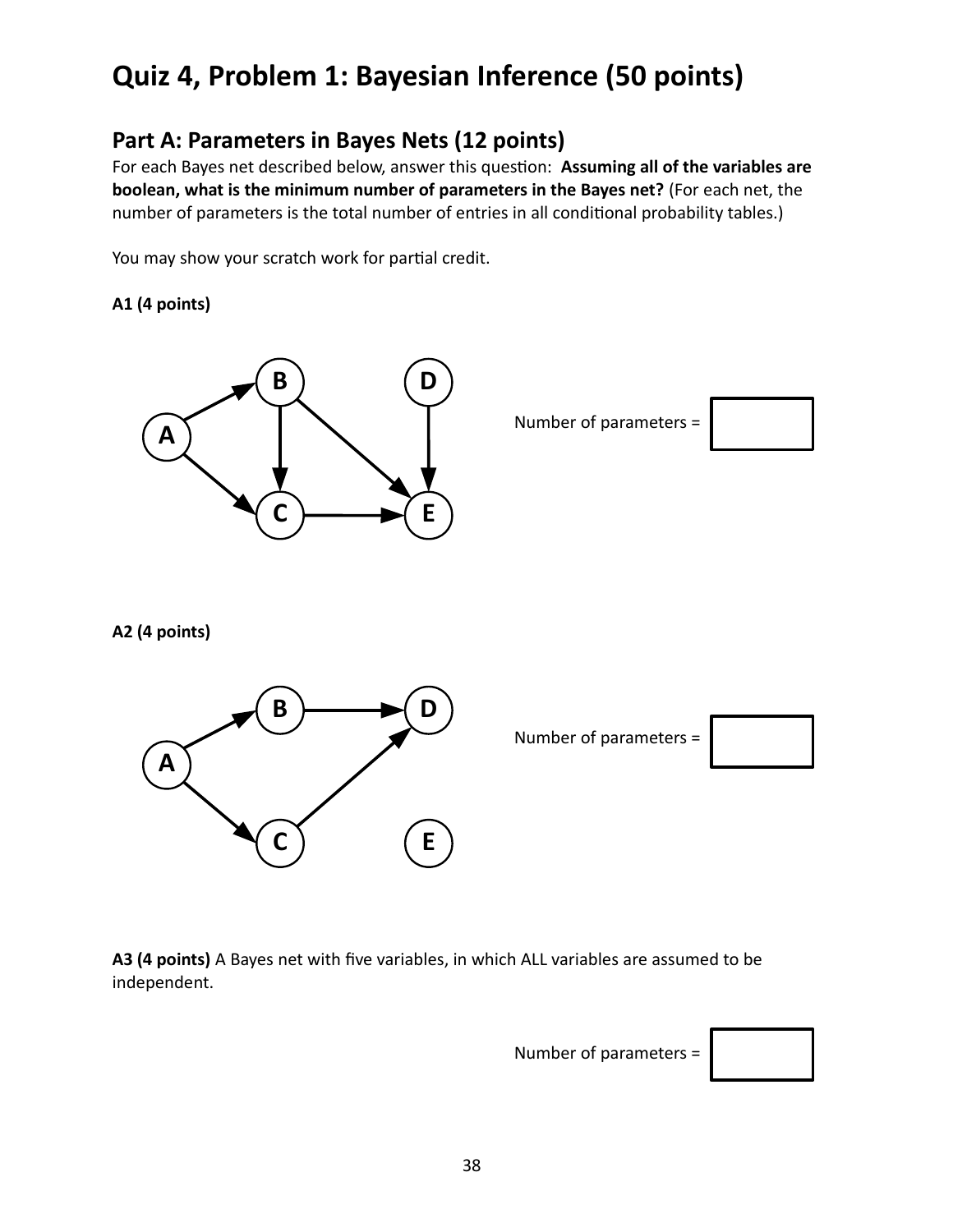# Quiz 4, Problem 1: Bayesian Inference (50 points)

## Part A: Parameters in Bayes Nets (12 points)

For each Bayes net described below, answer this question: **Assuming all of the variables are boolean, what is the minimum number of parameters in the Bayes net?** (For each net, the number of parameters is the total number of entries in all conditional probability tables.)

You may show your scratch work for partial credit.

**A1 (4 points)**

Number of parameters =

**A2 (4 points)**

Number of parameters =

**A3 (4 points)** A Bayes net with five variables, in which ALL variables are assumed to be independent.

Number of parameters =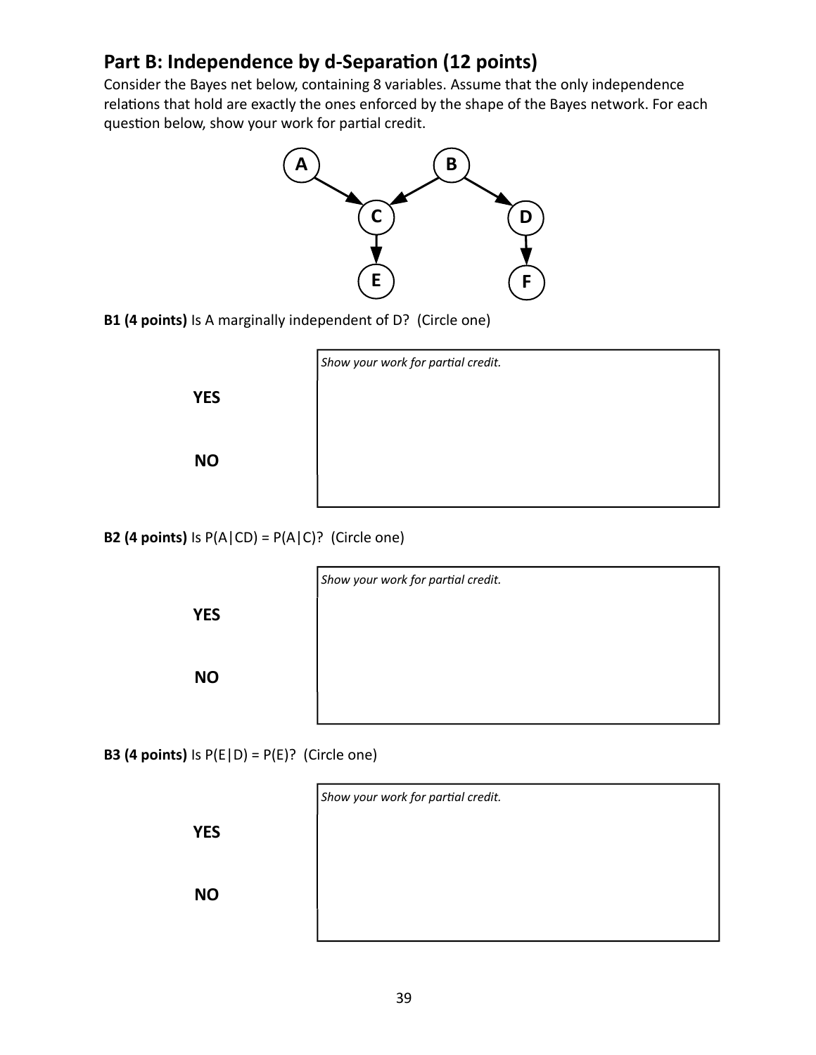## Part B: Independence by d-Separation (12 points)

Consider the Bayes net below, containing 8 variables. Assume that the only independence relations that hold are exactly the ones enforced by the shape of the Bayes network. For each question below, show your work for partial credit.

**B1 (4 points)** Is A marginally independent of D? (Circle one)

**YES**

**NO**

*Show your work for partial credit.*

**B2 (4 points)** Is P(A|CD) = P(A|C)? (Circle one)

**YES**

**NO**

*Show your work for partial credit.*

**B3 (4 points)** Is P(E|D) = P(E)? (Circle one)

**YES**

**NO**

*Show your work for partial credit.*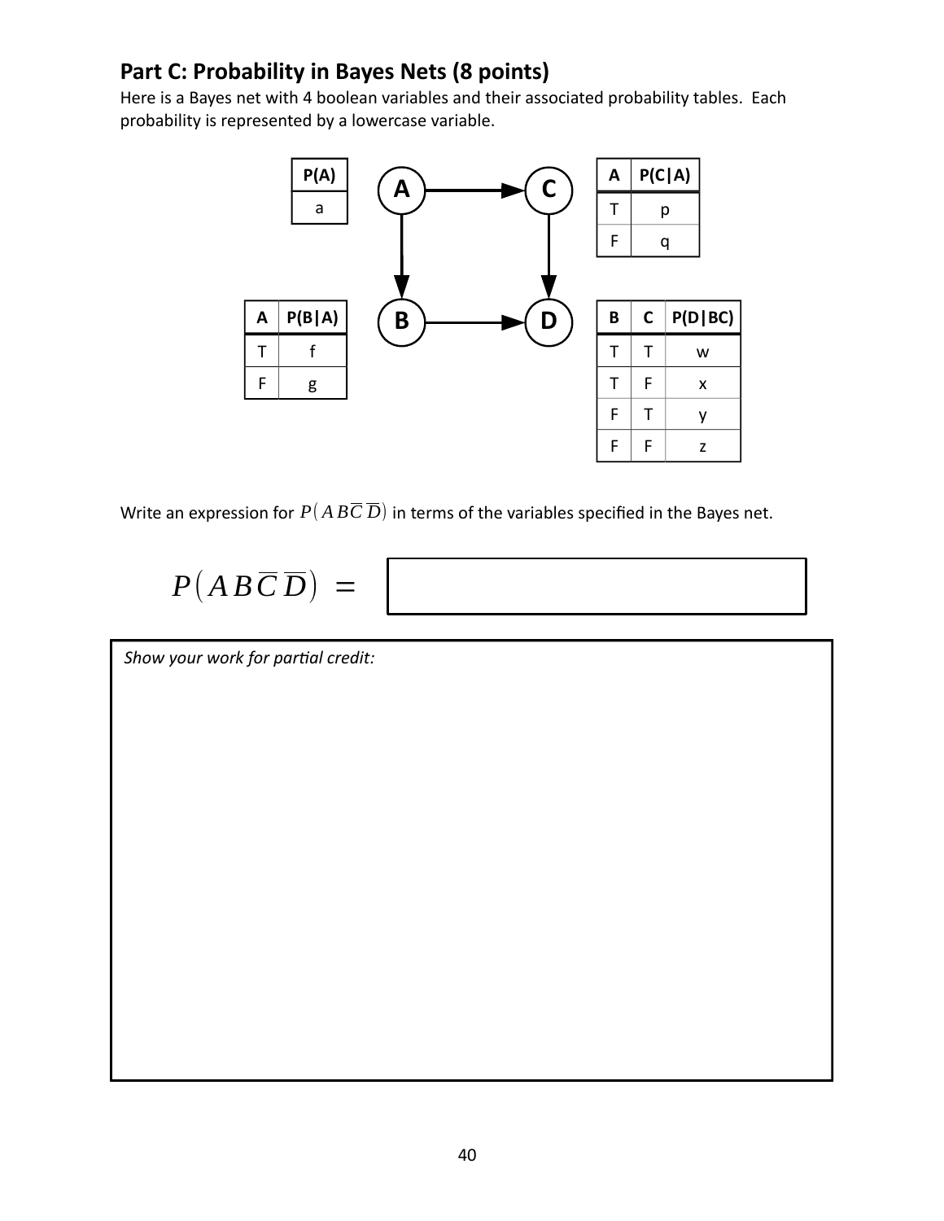## Part C: Probability in Bayes Nets (8 points)

Here is a Bayes net with 4 boolean variables and their associated probability tables. Each probability is represented by a lowercase variable.

| P(A) |
|---|
| a |

| A | P(C\|A) |
|---|---|
| T | p |
| F | q |

| A | P(B\|A) |
|---|---|
| T | f |
| F | g |

| B | C | P(D\|BC) |
|---|---|---|
| T | T | w |
| T | F | x |
| F | T | y |
| F | F | z |

Write an expression for $P(A B \overline{C}\, \overline{D})$ in terms of the variables specified in the Bayes net.

$$P\left(A B \overline{C}\, \overline{D}\right) \; = $$

*Show your work for partial credit:*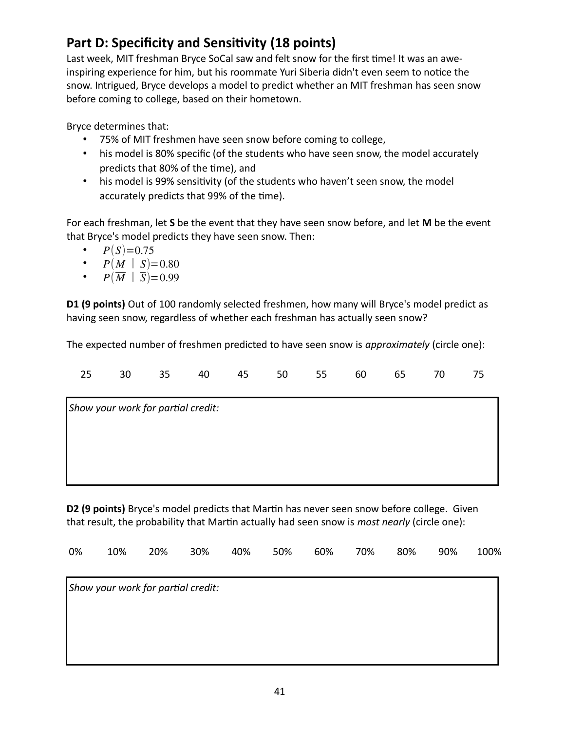## Part D: Specificity and Sensitivity (18 points)

Last week, MIT freshman Bryce SoCal saw and felt snow for the first time! It was an awe-inspiring experience for him, but his roommate Yuri Siberia didn't even seem to notice the snow. Intrigued, Bryce develops a model to predict whether an MIT freshman has seen snow before coming to college, based on their hometown.

Bryce determines that:

- 75% of MIT freshmen have seen snow before coming to college,
- his model is 80% specific (of the students who have seen snow, the model accurately predicts that 80% of the time), and
- his model is 99% sensitivity (of the students who haven't seen snow, the model accurately predicts that 99% of the time).

For each freshman, let **S** be the event that they have seen snow before, and let **M** be the event that Bryce's model predicts they have seen snow. Then:

- $P(S)=0.75$
- $P(M \mid S)=0.80$
- $P(\overline{M} \mid \overline{S})=0.99$

**D1 (9 points)** Out of 100 randomly selected freshmen, how many will Bryce's model predict as having seen snow, regardless of whether each freshman has actually seen snow?

The expected number of freshmen predicted to have seen snow is *approximately* (circle one):

25 30 35 40 45 50 55 60 65 70 75

*Show your work for partial credit:*

**D2 (9 points)** Bryce's model predicts that Martin has never seen snow before college. Given that result, the probability that Martin actually had seen snow is *most nearly* (circle one):

0% 10% 20% 30% 40% 50% 60% 70% 80% 90% 100%

*Show your work for partial credit:*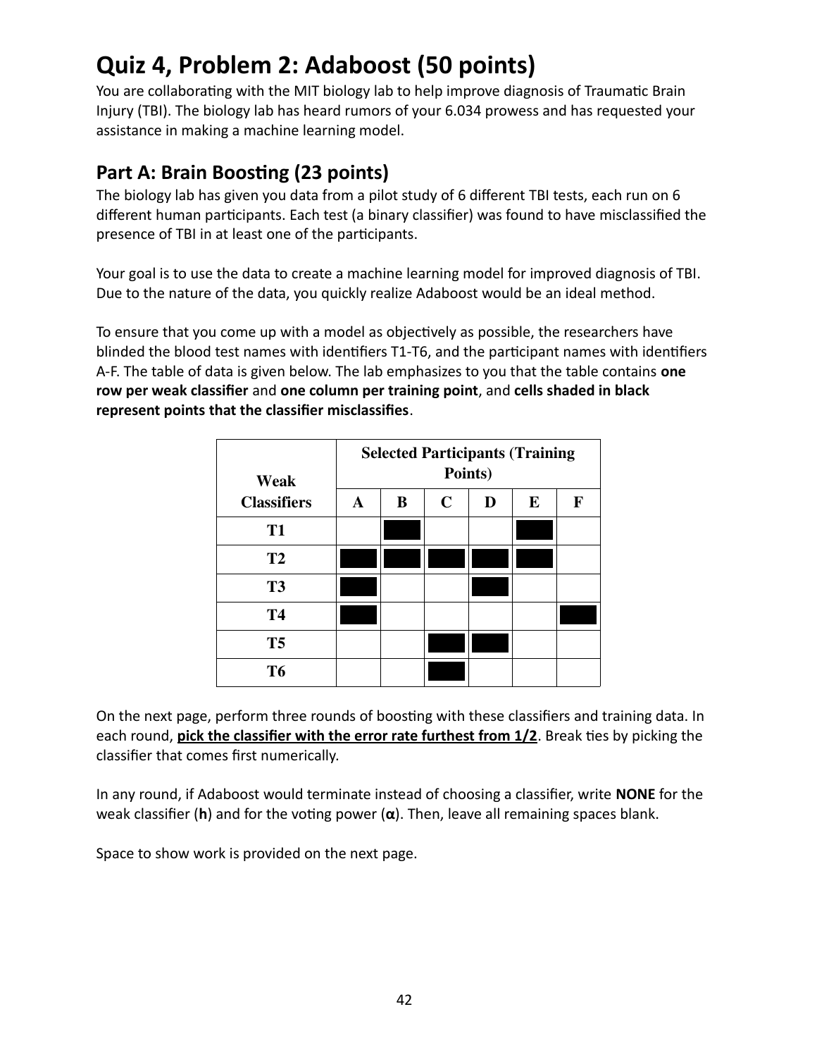# Quiz 4, Problem 2: Adaboost (50 points)

You are collaborating with the MIT biology lab to help improve diagnosis of Traumatic Brain Injury (TBI). The biology lab has heard rumors of your 6.034 prowess and has requested your assistance in making a machine learning model.

## Part A: Brain Boosting (23 points)

The biology lab has given you data from a pilot study of 6 different TBI tests, each run on 6 different human participants. Each test (a binary classifier) was found to have misclassified the presence of TBI in at least one of the participants.

Your goal is to use the data to create a machine learning model for improved diagnosis of TBI. Due to the nature of the data, you quickly realize Adaboost would be an ideal method.

To ensure that you come up with a model as objectively as possible, the researchers have blinded the blood test names with identifiers T1-T6, and the participant names with identifiers A-F. The table of data is given below. The lab emphasizes to you that the table contains **one row per weak classifier** and **one column per training point**, and **cells shaded in black represent points that the classifier misclassifies**.

| Weak Classifiers | Selected Participants (Training Points) | | | | | |
|---|---|---|---|---|---|---|
| | **A** | **B** | **C** | **D** | **E** | **F** |
| **T1** | | ■ | | | ■ | |
| **T2** | ■ | ■ | ■ | ■ | ■ | |
| **T3** | ■ | | | ■ | | |
| **T4** | ■ | | | | | ■ |
| **T5** | | | ■ | ■ | | |
| **T6** | | | ■ | | | |

On the next page, perform three rounds of boosting with these classifiers and training data. In each round, **pick the classifier with the error rate furthest from 1/2**. Break ties by picking the classifier that comes first numerically.

In any round, if Adaboost would terminate instead of choosing a classifier, write **NONE** for the weak classifier (**h**) and for the voting power (**α**). Then, leave all remaining spaces blank.

Space to show work is provided on the next page.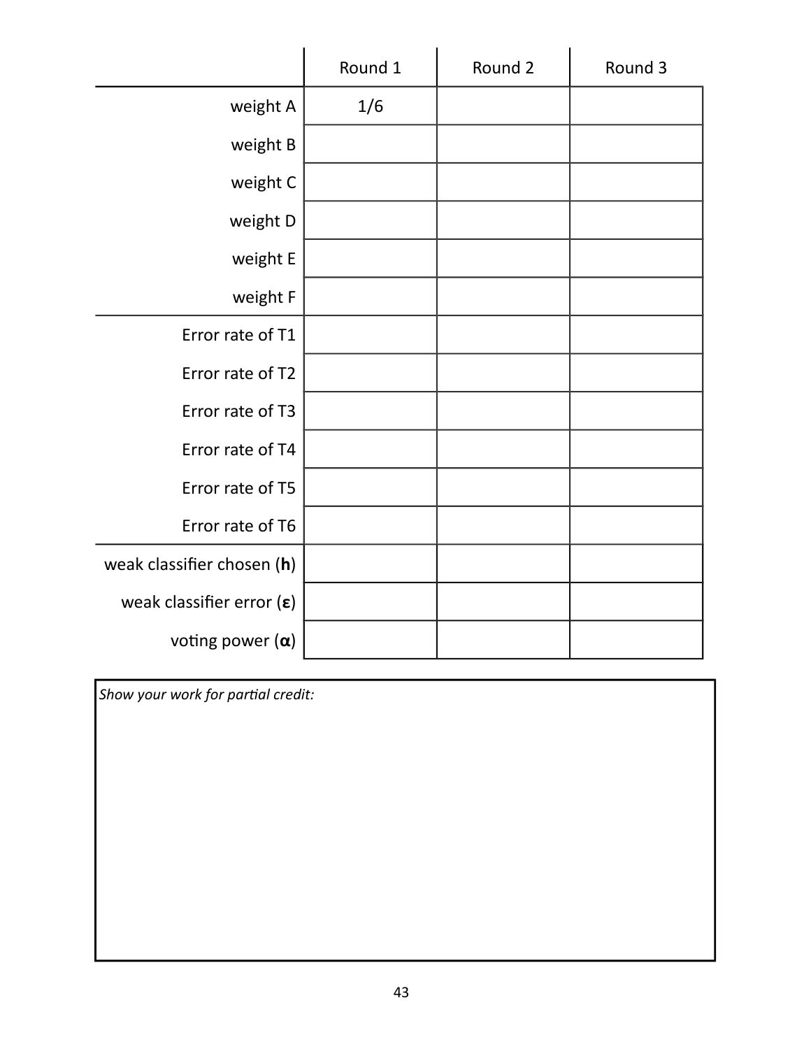| | Round 1 | Round 2 | Round 3 |
|---|---|---|---|
| weight A | 1/6 | | |
| weight B | | | |
| weight C | | | |
| weight D | | | |
| weight E | | | |
| weight F | | | |
| Error rate of T1 | | | |
| Error rate of T2 | | | |
| Error rate of T3 | | | |
| Error rate of T4 | | | |
| Error rate of T5 | | | |
| Error rate of T6 | | | |
| weak classifier chosen (**h**) | | | |
| weak classifier error (**ε**) | | | |
| voting power (**α**) | | | |

*Show your work for partial credit:*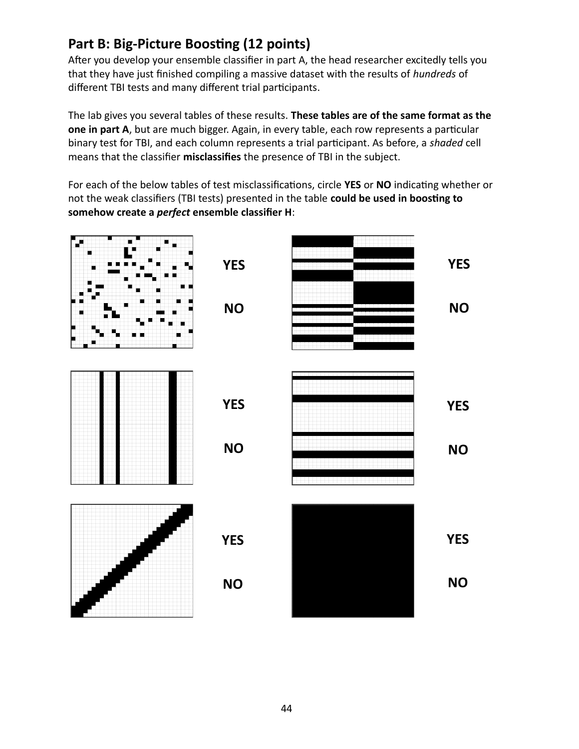## Part B: Big-Picture Boosting (12 points)

After you develop your ensemble classifier in part A, the head researcher excitedly tells you that they have just finished compiling a massive dataset with the results of *hundreds* of different TBI tests and many different trial participants.

The lab gives you several tables of these results. **These tables are of the same format as the one in part A**, but are much bigger. Again, in every table, each row represents a particular binary test for TBI, and each column represents a trial participant. As before, a *shaded* cell means that the classifier **misclassifies** the presence of TBI in the subject.

For each of the below tables of test misclassifications, circle **YES** or **NO** indicating whether or not the weak classifiers (TBI tests) presented in the table **could be used in boosting to somehow create a *perfect* ensemble classifier H**:

YES

NO

YES

NO

YES

NO

YES

NO

YES

NO

YES

NO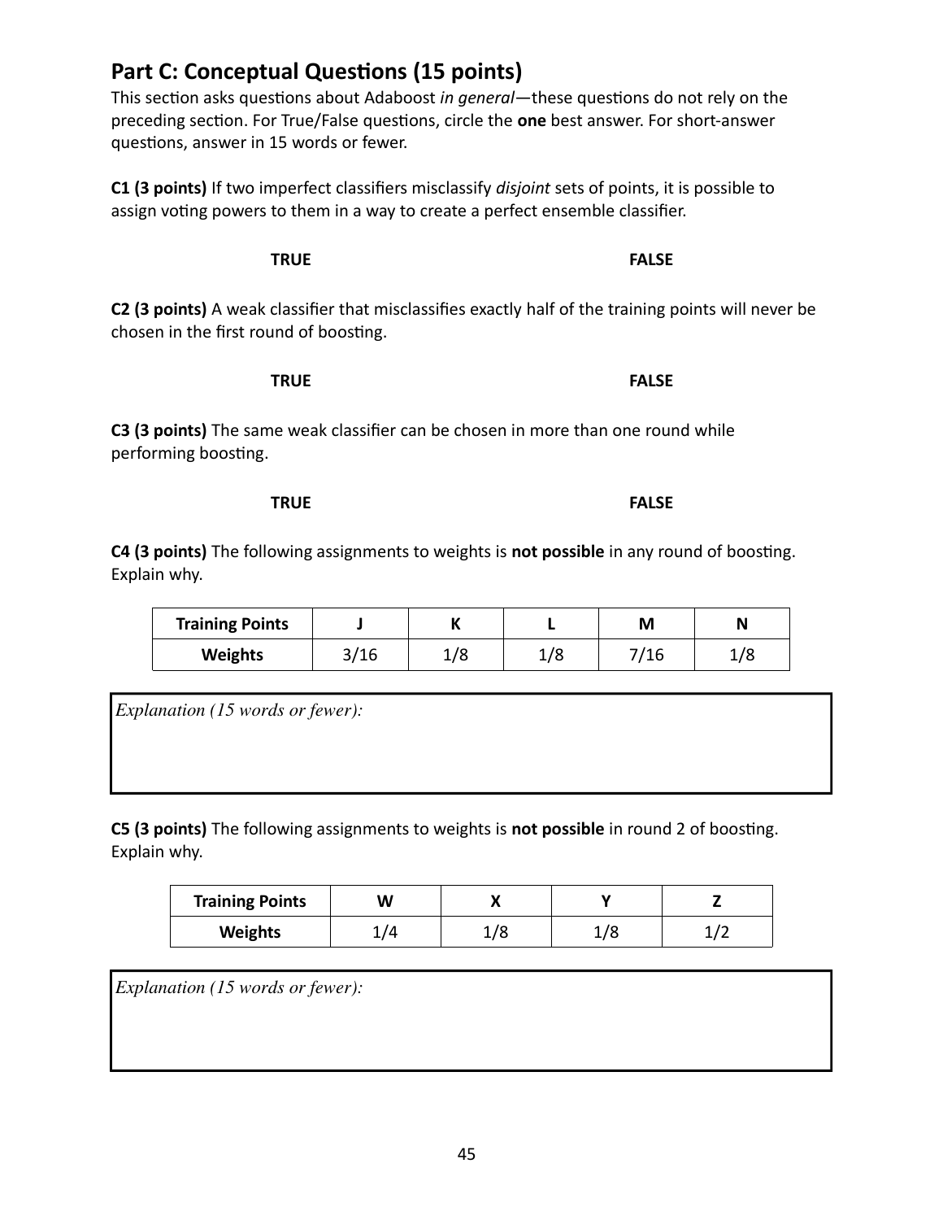## Part C: Conceptual Questions (15 points)

This section asks questions about Adaboost *in general*—these questions do not rely on the preceding section. For True/False questions, circle the **one** best answer. For short-answer questions, answer in 15 words or fewer.

**C1 (3 points)** If two imperfect classifiers misclassify *disjoint* sets of points, it is possible to assign voting powers to them in a way to create a perfect ensemble classifier.

**TRUE** **FALSE**

**C2 (3 points)** A weak classifier that misclassifies exactly half of the training points will never be chosen in the first round of boosting.

**TRUE** **FALSE**

**C3 (3 points)** The same weak classifier can be chosen in more than one round while performing boosting.

**TRUE** **FALSE**

**C4 (3 points)** The following assignments to weights is **not possible** in any round of boosting. Explain why.

| Training Points | J | K | L | M | N |
|---|---|---|---|---|---|
| Weights | 3/16 | 1/8 | 1/8 | 7/16 | 1/8 |

*Explanation (15 words or fewer):*

**C5 (3 points)** The following assignments to weights is **not possible** in round 2 of boosting. Explain why.

| Training Points | W | X | Y | Z |
|---|---|---|---|---|
| Weights | 1/4 | 1/8 | 1/8 | 1/2 |

*Explanation (15 words or fewer):*